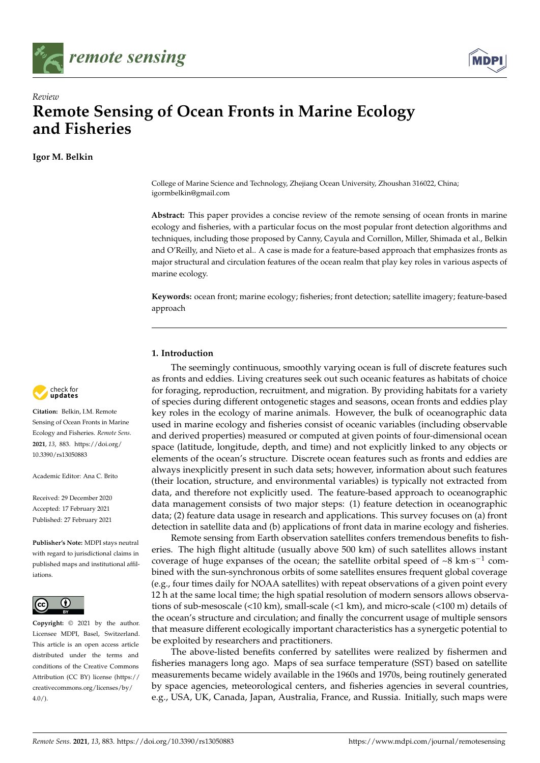*Review*

# Remote Sensing of Ocean Fronts in Marine Ecology and Fisheries

**Igor M. Belkin**

College of Marine Science and Technology, Zhejiang Ocean University, Zhoushan 316022, China; igormbelkin@gmail.com

**Abstract:** This paper provides a concise review of the remote sensing of ocean fronts in marine ecology and fisheries, with a particular focus on the most popular front detection algorithms and techniques, including those proposed by Canny, Cayula and Cornillon, Miller, Shimada et al., Belkin and O'Reilly, and Nieto et al.. A case is made for a feature-based approach that emphasizes fronts as major structural and circulation features of the ocean realm that play key roles in various aspects of marine ecology.

**Keywords:** ocean front; marine ecology; fisheries; front detection; satellite imagery; feature-based approach

**Citation:** Belkin, I.M. Remote Sensing of Ocean Fronts in Marine Ecology and Fisheries. *Remote Sens.* **2021**, *13*, 883. https://doi.org/10.3390/rs13050883

Academic Editor: Ana C. Brito

Received: 29 December 2020
Accepted: 17 February 2021
Published: 27 February 2021

**Publisher's Note:** MDPI stays neutral with regard to jurisdictional claims in published maps and institutional affiliations.

**Copyright:** © 2021 by the author. Licensee MDPI, Basel, Switzerland. This article is an open access article distributed under the terms and conditions of the Creative Commons Attribution (CC BY) license (https://creativecommons.org/licenses/by/4.0/).

## 1. Introduction

The seemingly continuous, smoothly varying ocean is full of discrete features such as fronts and eddies. Living creatures seek out such oceanic features as habitats of choice for foraging, reproduction, recruitment, and migration. By providing habitats for a variety of species during different ontogenetic stages and seasons, ocean fronts and eddies play key roles in the ecology of marine animals. However, the bulk of oceanographic data used in marine ecology and fisheries consist of oceanic variables (including observable and derived properties) measured or computed at given points of four-dimensional ocean space (latitude, longitude, depth, and time) and not explicitly linked to any objects or elements of the ocean's structure. Discrete ocean features such as fronts and eddies are always inexplicitly present in such data sets; however, information about such features (their location, structure, and environmental variables) is typically not extracted from data, and therefore not explicitly used. The feature-based approach to oceanographic data management consists of two major steps: (1) feature detection in oceanographic data; (2) feature data usage in research and applications. This survey focuses on (a) front detection in satellite data and (b) applications of front data in marine ecology and fisheries.

Remote sensing from Earth observation satellites confers tremendous benefits to fisheries. The high flight altitude (usually above 500 km) of such satellites allows instant coverage of huge expanses of the ocean; the satellite orbital speed of ~8 km·s$^{-1}$ combined with the sun-synchronous orbits of some satellites ensures frequent global coverage (e.g., four times daily for NOAA satellites) with repeat observations of a given point every 12 h at the same local time; the high spatial resolution of modern sensors allows observations of sub-mesoscale (<10 km), small-scale (<1 km), and micro-scale (<100 m) details of the ocean's structure and circulation; and finally the concurrent usage of multiple sensors that measure different ecologically important characteristics has a synergetic potential to be exploited by researchers and practitioners.

The above-listed benefits conferred by satellites were realized by fishermen and fisheries managers long ago. Maps of sea surface temperature (SST) based on satellite measurements became widely available in the 1960s and 1970s, being routinely generated by space agencies, meteorological centers, and fisheries agencies in several countries, e.g., USA, UK, Canada, Japan, Australia, France, and Russia. Initially, such maps were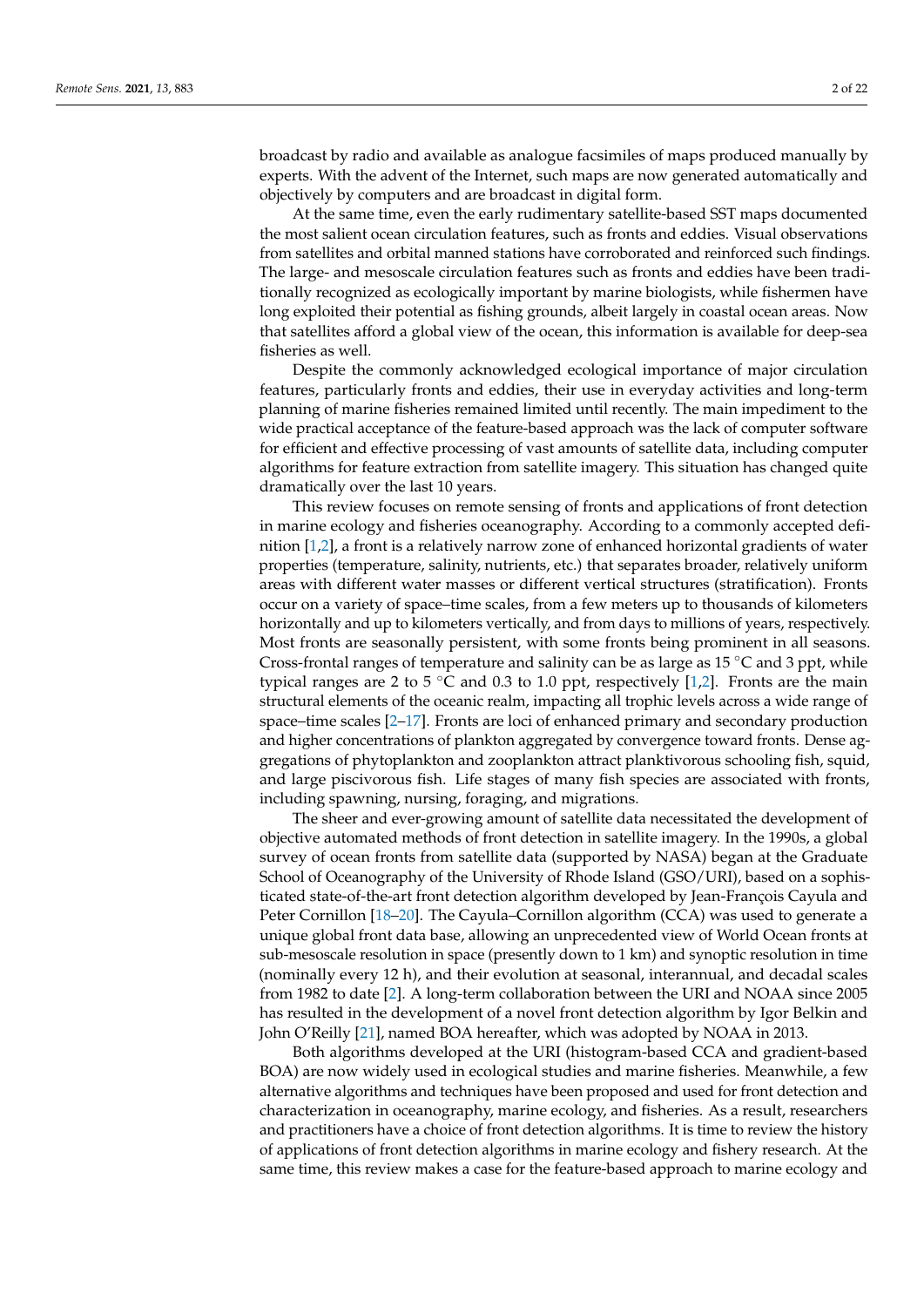broadcast by radio and available as analogue facsimiles of maps produced manually by experts. With the advent of the Internet, such maps are now generated automatically and objectively by computers and are broadcast in digital form.

At the same time, even the early rudimentary satellite-based SST maps documented the most salient ocean circulation features, such as fronts and eddies. Visual observations from satellites and orbital manned stations have corroborated and reinforced such findings. The large- and mesoscale circulation features such as fronts and eddies have been traditionally recognized as ecologically important by marine biologists, while fishermen have long exploited their potential as fishing grounds, albeit largely in coastal ocean areas. Now that satellites afford a global view of the ocean, this information is available for deep-sea fisheries as well.

Despite the commonly acknowledged ecological importance of major circulation features, particularly fronts and eddies, their use in everyday activities and long-term planning of marine fisheries remained limited until recently. The main impediment to the wide practical acceptance of the feature-based approach was the lack of computer software for efficient and effective processing of vast amounts of satellite data, including computer algorithms for feature extraction from satellite imagery. This situation has changed quite dramatically over the last 10 years.

This review focuses on remote sensing of fronts and applications of front detection in marine ecology and fisheries oceanography. According to a commonly accepted definition [1,2], a front is a relatively narrow zone of enhanced horizontal gradients of water properties (temperature, salinity, nutrients, etc.) that separates broader, relatively uniform areas with different water masses or different vertical structures (stratification). Fronts occur on a variety of space–time scales, from a few meters up to thousands of kilometers horizontally and up to kilometers vertically, and from days to millions of years, respectively. Most fronts are seasonally persistent, with some fronts being prominent in all seasons. Cross-frontal ranges of temperature and salinity can be as large as 15 °C and 3 ppt, while typical ranges are 2 to 5 °C and 0.3 to 1.0 ppt, respectively [1,2]. Fronts are the main structural elements of the oceanic realm, impacting all trophic levels across a wide range of space–time scales [2–17]. Fronts are loci of enhanced primary and secondary production and higher concentrations of plankton aggregated by convergence toward fronts. Dense aggregations of phytoplankton and zooplankton attract planktivorous schooling fish, squid, and large piscivorous fish. Life stages of many fish species are associated with fronts, including spawning, nursing, foraging, and migrations.

The sheer and ever-growing amount of satellite data necessitated the development of objective automated methods of front detection in satellite imagery. In the 1990s, a global survey of ocean fronts from satellite data (supported by NASA) began at the Graduate School of Oceanography of the University of Rhode Island (GSO/URI), based on a sophisticated state-of-the-art front detection algorithm developed by Jean-François Cayula and Peter Cornillon [18–20]. The Cayula–Cornillon algorithm (CCA) was used to generate a unique global front data base, allowing an unprecedented view of World Ocean fronts at sub-mesoscale resolution in space (presently down to 1 km) and synoptic resolution in time (nominally every 12 h), and their evolution at seasonal, interannual, and decadal scales from 1982 to date [2]. A long-term collaboration between the URI and NOAA since 2005 has resulted in the development of a novel front detection algorithm by Igor Belkin and John O'Reilly [21], named BOA hereafter, which was adopted by NOAA in 2013.

Both algorithms developed at the URI (histogram-based CCA and gradient-based BOA) are now widely used in ecological studies and marine fisheries. Meanwhile, a few alternative algorithms and techniques have been proposed and used for front detection and characterization in oceanography, marine ecology, and fisheries. As a result, researchers and practitioners have a choice of front detection algorithms. It is time to review the history of applications of front detection algorithms in marine ecology and fishery research. At the same time, this review makes a case for the feature-based approach to marine ecology and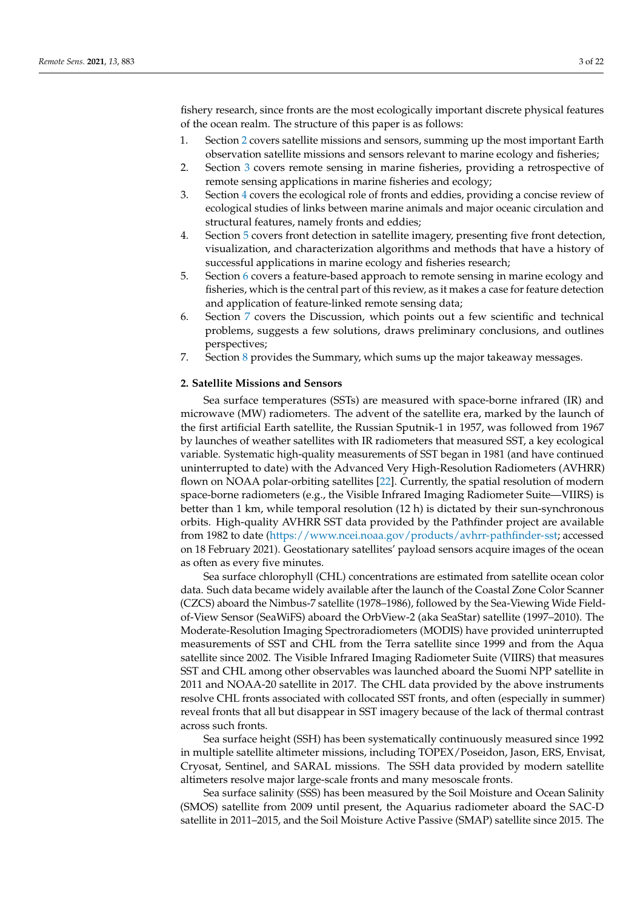fishery research, since fronts are the most ecologically important discrete physical features of the ocean realm. The structure of this paper is as follows:

1. Section 2 covers satellite missions and sensors, summing up the most important Earth observation satellite missions and sensors relevant to marine ecology and fisheries;
2. Section 3 covers remote sensing in marine fisheries, providing a retrospective of remote sensing applications in marine fisheries and ecology;
3. Section 4 covers the ecological role of fronts and eddies, providing a concise review of ecological studies of links between marine animals and major oceanic circulation and structural features, namely fronts and eddies;
4. Section 5 covers front detection in satellite imagery, presenting five front detection, visualization, and characterization algorithms and methods that have a history of successful applications in marine ecology and fisheries research;
5. Section 6 covers a feature-based approach to remote sensing in marine ecology and fisheries, which is the central part of this review, as it makes a case for feature detection and application of feature-linked remote sensing data;
6. Section 7 covers the Discussion, which points out a few scientific and technical problems, suggests a few solutions, draws preliminary conclusions, and outlines perspectives;
7. Section 8 provides the Summary, which sums up the major takeaway messages.

## 2. Satellite Missions and Sensors

Sea surface temperatures (SSTs) are measured with space-borne infrared (IR) and microwave (MW) radiometers. The advent of the satellite era, marked by the launch of the first artificial Earth satellite, the Russian Sputnik-1 in 1957, was followed from 1967 by launches of weather satellites with IR radiometers that measured SST, a key ecological variable. Systematic high-quality measurements of SST began in 1981 (and have continued uninterrupted to date) with the Advanced Very High-Resolution Radiometers (AVHRR) flown on NOAA polar-orbiting satellites [22]. Currently, the spatial resolution of modern space-borne radiometers (e.g., the Visible Infrared Imaging Radiometer Suite—VIIRS) is better than 1 km, while temporal resolution (12 h) is dictated by their sun-synchronous orbits. High-quality AVHRR SST data provided by the Pathfinder project are available from 1982 to date (https://www.ncei.noaa.gov/products/avhrr-pathfinder-sst; accessed on 18 February 2021). Geostationary satellites' payload sensors acquire images of the ocean as often as every five minutes.

Sea surface chlorophyll (CHL) concentrations are estimated from satellite ocean color data. Such data became widely available after the launch of the Coastal Zone Color Scanner (CZCS) aboard the Nimbus-7 satellite (1978–1986), followed by the Sea-Viewing Wide Field-of-View Sensor (SeaWiFS) aboard the OrbView-2 (aka SeaStar) satellite (1997–2010). The Moderate-Resolution Imaging Spectroradiometers (MODIS) have provided uninterrupted measurements of SST and CHL from the Terra satellite since 1999 and from the Aqua satellite since 2002. The Visible Infrared Imaging Radiometer Suite (VIIRS) that measures SST and CHL among other observables was launched aboard the Suomi NPP satellite in 2011 and NOAA-20 satellite in 2017. The CHL data provided by the above instruments resolve CHL fronts associated with collocated SST fronts, and often (especially in summer) reveal fronts that all but disappear in SST imagery because of the lack of thermal contrast across such fronts.

Sea surface height (SSH) has been systematically continuously measured since 1992 in multiple satellite altimeter missions, including TOPEX/Poseidon, Jason, ERS, Envisat, Cryosat, Sentinel, and SARAL missions. The SSH data provided by modern satellite altimeters resolve major large-scale fronts and many mesoscale fronts.

Sea surface salinity (SSS) has been measured by the Soil Moisture and Ocean Salinity (SMOS) satellite from 2009 until present, the Aquarius radiometer aboard the SAC-D satellite in 2011–2015, and the Soil Moisture Active Passive (SMAP) satellite since 2015. The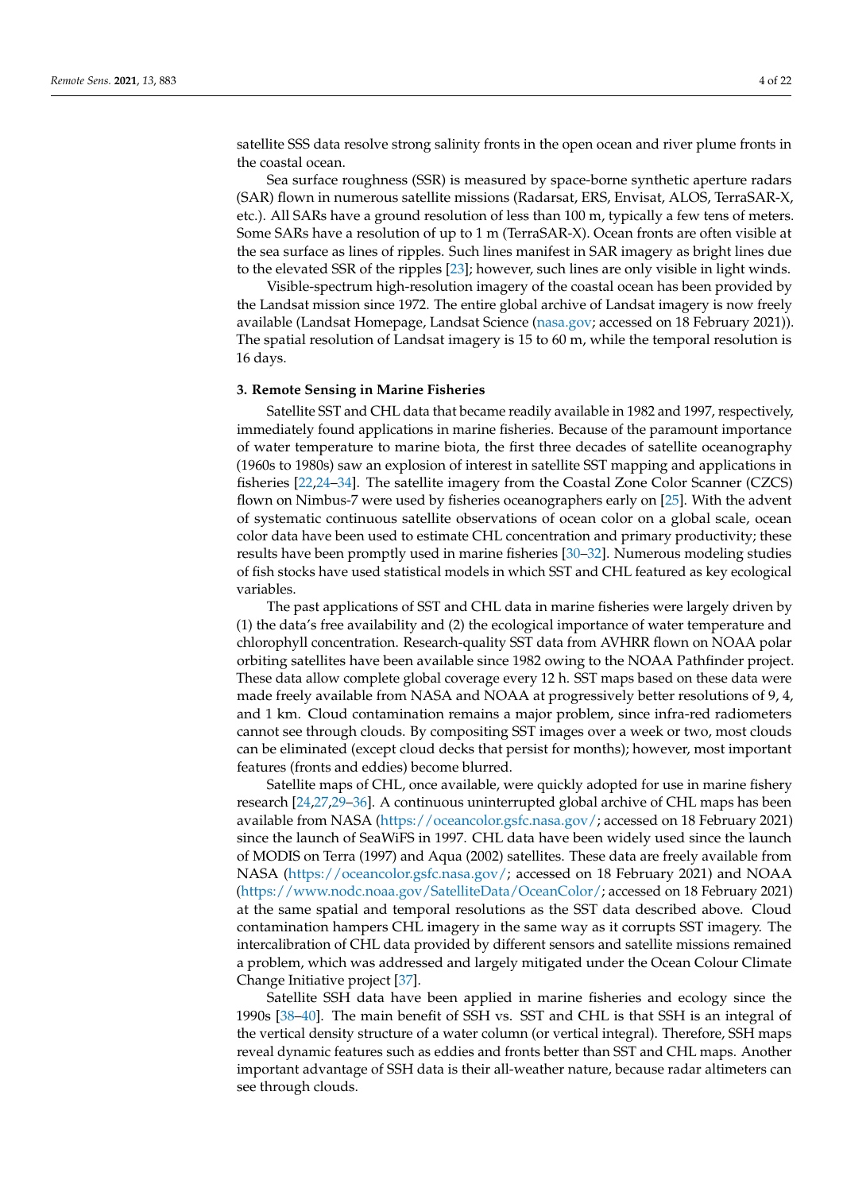satellite SSS data resolve strong salinity fronts in the open ocean and river plume fronts in the coastal ocean.

Sea surface roughness (SSR) is measured by space-borne synthetic aperture radars (SAR) flown in numerous satellite missions (Radarsat, ERS, Envisat, ALOS, TerraSAR-X, etc.). All SARs have a ground resolution of less than 100 m, typically a few tens of meters. Some SARs have a resolution of up to 1 m (TerraSAR-X). Ocean fronts are often visible at the sea surface as lines of ripples. Such lines manifest in SAR imagery as bright lines due to the elevated SSR of the ripples [23]; however, such lines are only visible in light winds.

Visible-spectrum high-resolution imagery of the coastal ocean has been provided by the Landsat mission since 1972. The entire global archive of Landsat imagery is now freely available (Landsat Homepage, Landsat Science (nasa.gov; accessed on 18 February 2021)). The spatial resolution of Landsat imagery is 15 to 60 m, while the temporal resolution is 16 days.

## 3. Remote Sensing in Marine Fisheries

Satellite SST and CHL data that became readily available in 1982 and 1997, respectively, immediately found applications in marine fisheries. Because of the paramount importance of water temperature to marine biota, the first three decades of satellite oceanography (1960s to 1980s) saw an explosion of interest in satellite SST mapping and applications in fisheries [22,24–34]. The satellite imagery from the Coastal Zone Color Scanner (CZCS) flown on Nimbus-7 were used by fisheries oceanographers early on [25]. With the advent of systematic continuous satellite observations of ocean color on a global scale, ocean color data have been used to estimate CHL concentration and primary productivity; these results have been promptly used in marine fisheries [30–32]. Numerous modeling studies of fish stocks have used statistical models in which SST and CHL featured as key ecological variables.

The past applications of SST and CHL data in marine fisheries were largely driven by (1) the data's free availability and (2) the ecological importance of water temperature and chlorophyll concentration. Research-quality SST data from AVHRR flown on NOAA polar orbiting satellites have been available since 1982 owing to the NOAA Pathfinder project. These data allow complete global coverage every 12 h. SST maps based on these data were made freely available from NASA and NOAA at progressively better resolutions of 9, 4, and 1 km. Cloud contamination remains a major problem, since infra-red radiometers cannot see through clouds. By compositing SST images over a week or two, most clouds can be eliminated (except cloud decks that persist for months); however, most important features (fronts and eddies) become blurred.

Satellite maps of CHL, once available, were quickly adopted for use in marine fishery research [24,27,29–36]. A continuous uninterrupted global archive of CHL maps has been available from NASA (https://oceancolor.gsfc.nasa.gov/; accessed on 18 February 2021) since the launch of SeaWiFS in 1997. CHL data have been widely used since the launch of MODIS on Terra (1997) and Aqua (2002) satellites. These data are freely available from NASA (https://oceancolor.gsfc.nasa.gov/; accessed on 18 February 2021) and NOAA (https://www.nodc.noaa.gov/SatelliteData/OceanColor/; accessed on 18 February 2021) at the same spatial and temporal resolutions as the SST data described above. Cloud contamination hampers CHL imagery in the same way as it corrupts SST imagery. The intercalibration of CHL data provided by different sensors and satellite missions remained a problem, which was addressed and largely mitigated under the Ocean Colour Climate Change Initiative project [37].

Satellite SSH data have been applied in marine fisheries and ecology since the 1990s [38–40]. The main benefit of SSH vs. SST and CHL is that SSH is an integral of the vertical density structure of a water column (or vertical integral). Therefore, SSH maps reveal dynamic features such as eddies and fronts better than SST and CHL maps. Another important advantage of SSH data is their all-weather nature, because radar altimeters can see through clouds.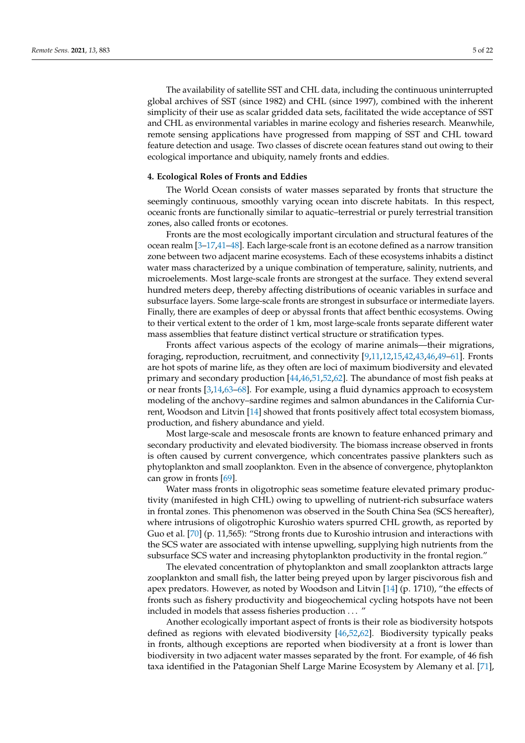The availability of satellite SST and CHL data, including the continuous uninterrupted global archives of SST (since 1982) and CHL (since 1997), combined with the inherent simplicity of their use as scalar gridded data sets, facilitated the wide acceptance of SST and CHL as environmental variables in marine ecology and fisheries research. Meanwhile, remote sensing applications have progressed from mapping of SST and CHL toward feature detection and usage. Two classes of discrete ocean features stand out owing to their ecological importance and ubiquity, namely fronts and eddies.

## 4. Ecological Roles of Fronts and Eddies

The World Ocean consists of water masses separated by fronts that structure the seemingly continuous, smoothly varying ocean into discrete habitats. In this respect, oceanic fronts are functionally similar to aquatic–terrestrial or purely terrestrial transition zones, also called fronts or ecotones.

Fronts are the most ecologically important circulation and structural features of the ocean realm [3–17,41–48]. Each large-scale front is an ecotone defined as a narrow transition zone between two adjacent marine ecosystems. Each of these ecosystems inhabits a distinct water mass characterized by a unique combination of temperature, salinity, nutrients, and microelements. Most large-scale fronts are strongest at the surface. They extend several hundred meters deep, thereby affecting distributions of oceanic variables in surface and subsurface layers. Some large-scale fronts are strongest in subsurface or intermediate layers. Finally, there are examples of deep or abyssal fronts that affect benthic ecosystems. Owing to their vertical extent to the order of 1 km, most large-scale fronts separate different water mass assemblies that feature distinct vertical structure or stratification types.

Fronts affect various aspects of the ecology of marine animals—their migrations, foraging, reproduction, recruitment, and connectivity [9,11,12,15,42,43,46,49–61]. Fronts are hot spots of marine life, as they often are loci of maximum biodiversity and elevated primary and secondary production [44,46,51,52,62]. The abundance of most fish peaks at or near fronts [3,14,63–68]. For example, using a fluid dynamics approach to ecosystem modeling of the anchovy–sardine regimes and salmon abundances in the California Current, Woodson and Litvin [14] showed that fronts positively affect total ecosystem biomass, production, and fishery abundance and yield.

Most large-scale and mesoscale fronts are known to feature enhanced primary and secondary productivity and elevated biodiversity. The biomass increase observed in fronts is often caused by current convergence, which concentrates passive plankters such as phytoplankton and small zooplankton. Even in the absence of convergence, phytoplankton can grow in fronts [69].

Water mass fronts in oligotrophic seas sometime feature elevated primary productivity (manifested in high CHL) owing to upwelling of nutrient-rich subsurface waters in frontal zones. This phenomenon was observed in the South China Sea (SCS hereafter), where intrusions of oligotrophic Kuroshio waters spurred CHL growth, as reported by Guo et al. [70] (p. 11,565): "Strong fronts due to Kuroshio intrusion and interactions with the SCS water are associated with intense upwelling, supplying high nutrients from the subsurface SCS water and increasing phytoplankton productivity in the frontal region."

The elevated concentration of phytoplankton and small zooplankton attracts large zooplankton and small fish, the latter being preyed upon by larger piscivorous fish and apex predators. However, as noted by Woodson and Litvin [14] (p. 1710), "the effects of fronts such as fishery productivity and biogeochemical cycling hotspots have not been included in models that assess fisheries production . . . "

Another ecologically important aspect of fronts is their role as biodiversity hotspots defined as regions with elevated biodiversity [46,52,62]. Biodiversity typically peaks in fronts, although exceptions are reported when biodiversity at a front is lower than biodiversity in two adjacent water masses separated by the front. For example, of 46 fish taxa identified in the Patagonian Shelf Large Marine Ecosystem by Alemany et al. [71],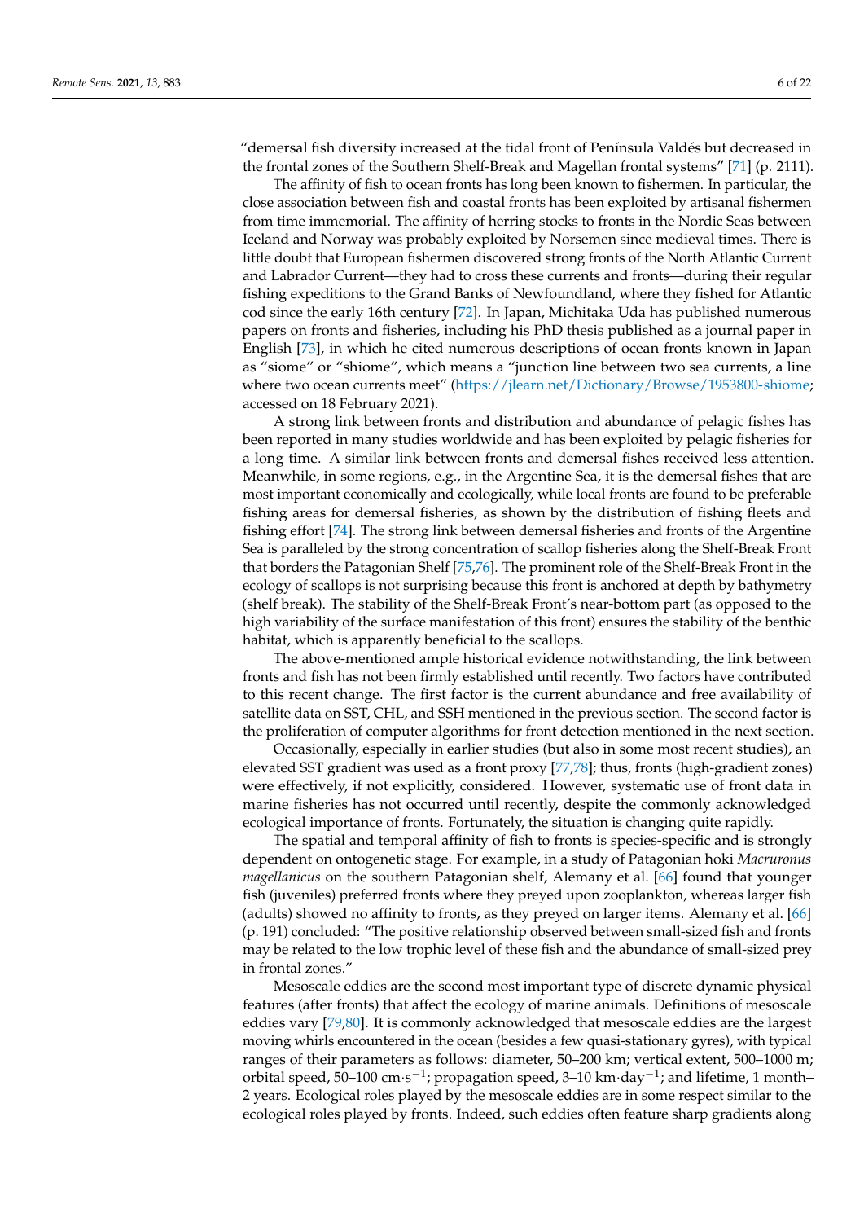"demersal fish diversity increased at the tidal front of Península Valdés but decreased in the frontal zones of the Southern Shelf-Break and Magellan frontal systems" [71] (p. 2111).

The affinity of fish to ocean fronts has long been known to fishermen. In particular, the close association between fish and coastal fronts has been exploited by artisanal fishermen from time immemorial. The affinity of herring stocks to fronts in the Nordic Seas between Iceland and Norway was probably exploited by Norsemen since medieval times. There is little doubt that European fishermen discovered strong fronts of the North Atlantic Current and Labrador Current—they had to cross these currents and fronts—during their regular fishing expeditions to the Grand Banks of Newfoundland, where they fished for Atlantic cod since the early 16th century [72]. In Japan, Michitaka Uda has published numerous papers on fronts and fisheries, including his PhD thesis published as a journal paper in English [73], in which he cited numerous descriptions of ocean fronts known in Japan as "siome" or "shiome", which means a "junction line between two sea currents, a line where two ocean currents meet" (https://jlearn.net/Dictionary/Browse/1953800-shiome; accessed on 18 February 2021).

A strong link between fronts and distribution and abundance of pelagic fishes has been reported in many studies worldwide and has been exploited by pelagic fisheries for a long time. A similar link between fronts and demersal fishes received less attention. Meanwhile, in some regions, e.g., in the Argentine Sea, it is the demersal fishes that are most important economically and ecologically, while local fronts are found to be preferable fishing areas for demersal fisheries, as shown by the distribution of fishing fleets and fishing effort [74]. The strong link between demersal fisheries and fronts of the Argentine Sea is paralleled by the strong concentration of scallop fisheries along the Shelf-Break Front that borders the Patagonian Shelf [75,76]. The prominent role of the Shelf-Break Front in the ecology of scallops is not surprising because this front is anchored at depth by bathymetry (shelf break). The stability of the Shelf-Break Front's near-bottom part (as opposed to the high variability of the surface manifestation of this front) ensures the stability of the benthic habitat, which is apparently beneficial to the scallops.

The above-mentioned ample historical evidence notwithstanding, the link between fronts and fish has not been firmly established until recently. Two factors have contributed to this recent change. The first factor is the current abundance and free availability of satellite data on SST, CHL, and SSH mentioned in the previous section. The second factor is the proliferation of computer algorithms for front detection mentioned in the next section.

Occasionally, especially in earlier studies (but also in some most recent studies), an elevated SST gradient was used as a front proxy [77,78]; thus, fronts (high-gradient zones) were effectively, if not explicitly, considered. However, systematic use of front data in marine fisheries has not occurred until recently, despite the commonly acknowledged ecological importance of fronts. Fortunately, the situation is changing quite rapidly.

The spatial and temporal affinity of fish to fronts is species-specific and is strongly dependent on ontogenetic stage. For example, in a study of Patagonian hoki *Macruronus magellanicus* on the southern Patagonian shelf, Alemany et al. [66] found that younger fish (juveniles) preferred fronts where they preyed upon zooplankton, whereas larger fish (adults) showed no affinity to fronts, as they preyed on larger items. Alemany et al. [66] (p. 191) concluded: "The positive relationship observed between small-sized fish and fronts may be related to the low trophic level of these fish and the abundance of small-sized prey in frontal zones."

Mesoscale eddies are the second most important type of discrete dynamic physical features (after fronts) that affect the ecology of marine animals. Definitions of mesoscale eddies vary [79,80]. It is commonly acknowledged that mesoscale eddies are the largest moving whirls encountered in the ocean (besides a few quasi-stationary gyres), with typical ranges of their parameters as follows: diameter, 50–200 km; vertical extent, 500–1000 m; orbital speed, 50–100 $cm \cdot s^{-1}$; propagation speed, 3–10 $km \cdot day^{-1}$; and lifetime, 1 month–2 years. Ecological roles played by the mesoscale eddies are in some respect similar to the ecological roles played by fronts. Indeed, such eddies often feature sharp gradients along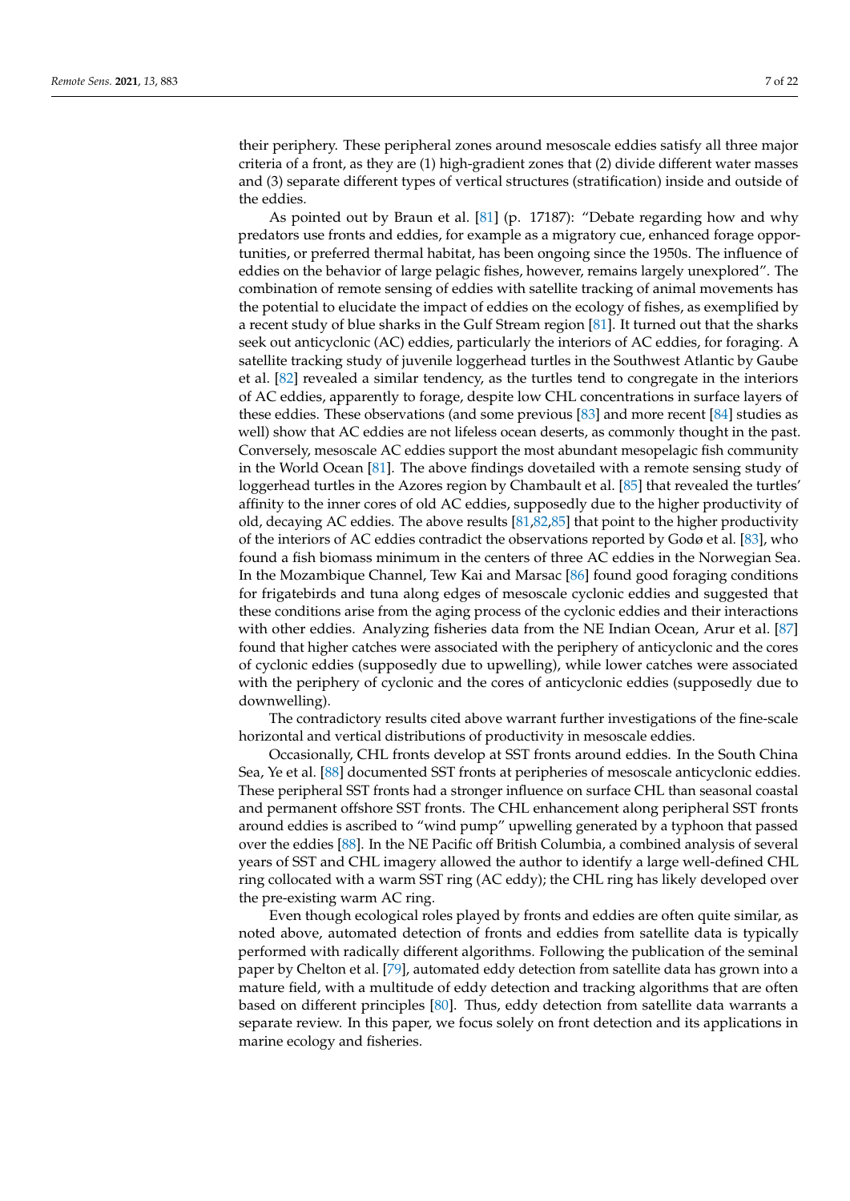their periphery. These peripheral zones around mesoscale eddies satisfy all three major criteria of a front, as they are (1) high-gradient zones that (2) divide different water masses and (3) separate different types of vertical structures (stratification) inside and outside of the eddies.

As pointed out by Braun et al. [81] (p. 17187): "Debate regarding how and why predators use fronts and eddies, for example as a migratory cue, enhanced forage opportunities, or preferred thermal habitat, has been ongoing since the 1950s. The influence of eddies on the behavior of large pelagic fishes, however, remains largely unexplored". The combination of remote sensing of eddies with satellite tracking of animal movements has the potential to elucidate the impact of eddies on the ecology of fishes, as exemplified by a recent study of blue sharks in the Gulf Stream region [81]. It turned out that the sharks seek out anticyclonic (AC) eddies, particularly the interiors of AC eddies, for foraging. A satellite tracking study of juvenile loggerhead turtles in the Southwest Atlantic by Gaube et al. [82] revealed a similar tendency, as the turtles tend to congregate in the interiors of AC eddies, apparently to forage, despite low CHL concentrations in surface layers of these eddies. These observations (and some previous [83] and more recent [84] studies as well) show that AC eddies are not lifeless ocean deserts, as commonly thought in the past. Conversely, mesoscale AC eddies support the most abundant mesopelagic fish community in the World Ocean [81]. The above findings dovetailed with a remote sensing study of loggerhead turtles in the Azores region by Chambault et al. [85] that revealed the turtles' affinity to the inner cores of old AC eddies, supposedly due to the higher productivity of old, decaying AC eddies. The above results [81,82,85] that point to the higher productivity of the interiors of AC eddies contradict the observations reported by Godø et al. [83], who found a fish biomass minimum in the centers of three AC eddies in the Norwegian Sea. In the Mozambique Channel, Tew Kai and Marsac [86] found good foraging conditions for frigatebirds and tuna along edges of mesoscale cyclonic eddies and suggested that these conditions arise from the aging process of the cyclonic eddies and their interactions with other eddies. Analyzing fisheries data from the NE Indian Ocean, Arur et al. [87] found that higher catches were associated with the periphery of anticyclonic and the cores of cyclonic eddies (supposedly due to upwelling), while lower catches were associated with the periphery of cyclonic and the cores of anticyclonic eddies (supposedly due to downwelling).

The contradictory results cited above warrant further investigations of the fine-scale horizontal and vertical distributions of productivity in mesoscale eddies.

Occasionally, CHL fronts develop at SST fronts around eddies. In the South China Sea, Ye et al. [88] documented SST fronts at peripheries of mesoscale anticyclonic eddies. These peripheral SST fronts had a stronger influence on surface CHL than seasonal coastal and permanent offshore SST fronts. The CHL enhancement along peripheral SST fronts around eddies is ascribed to "wind pump" upwelling generated by a typhoon that passed over the eddies [88]. In the NE Pacific off British Columbia, a combined analysis of several years of SST and CHL imagery allowed the author to identify a large well-defined CHL ring collocated with a warm SST ring (AC eddy); the CHL ring has likely developed over the pre-existing warm AC ring.

Even though ecological roles played by fronts and eddies are often quite similar, as noted above, automated detection of fronts and eddies from satellite data is typically performed with radically different algorithms. Following the publication of the seminal paper by Chelton et al. [79], automated eddy detection from satellite data has grown into a mature field, with a multitude of eddy detection and tracking algorithms that are often based on different principles [80]. Thus, eddy detection from satellite data warrants a separate review. In this paper, we focus solely on front detection and its applications in marine ecology and fisheries.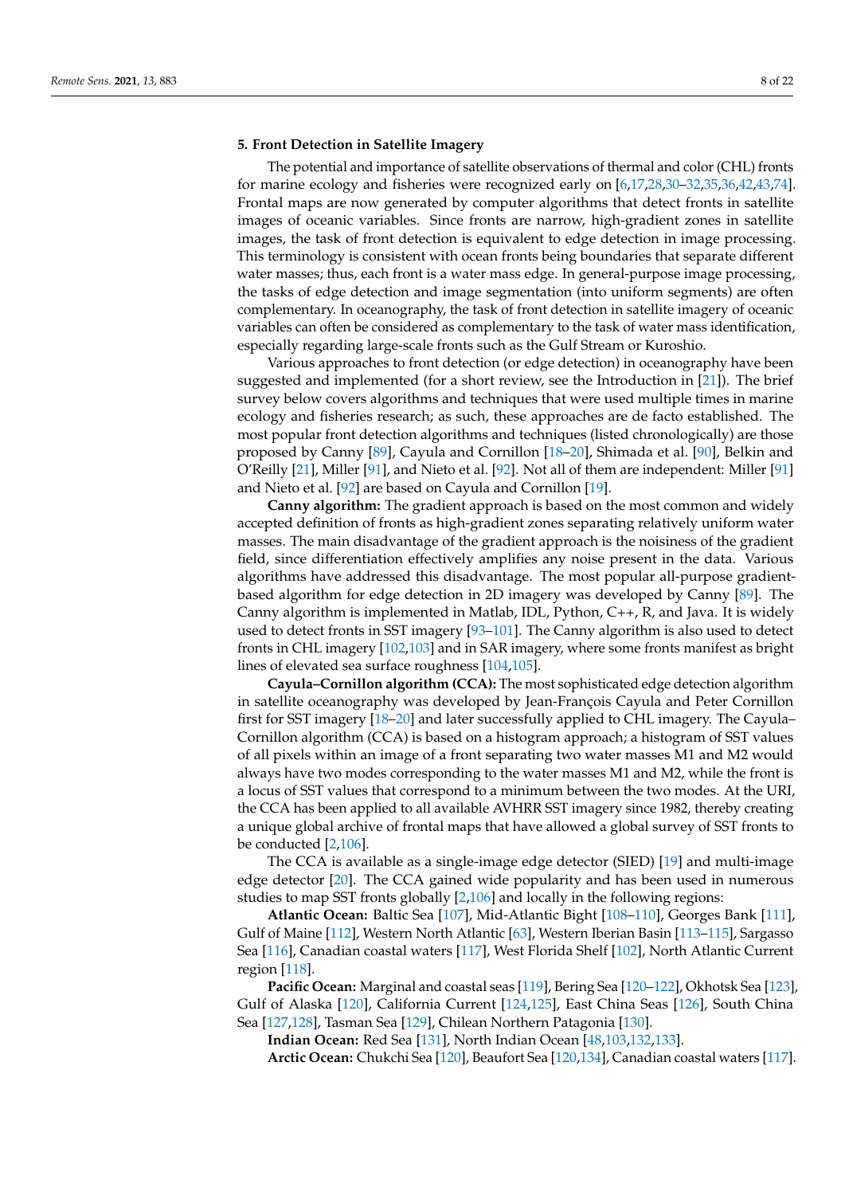## 5. Front Detection in Satellite Imagery

The potential and importance of satellite observations of thermal and color (CHL) fronts for marine ecology and fisheries were recognized early on [6,17,28,30–32,35,36,42,43,74]. Frontal maps are now generated by computer algorithms that detect fronts in satellite images of oceanic variables. Since fronts are narrow, high-gradient zones in satellite images, the task of front detection is equivalent to edge detection in image processing. This terminology is consistent with ocean fronts being boundaries that separate different water masses; thus, each front is a water mass edge. In general-purpose image processing, the tasks of edge detection and image segmentation (into uniform segments) are often complementary. In oceanography, the task of front detection in satellite imagery of oceanic variables can often be considered as complementary to the task of water mass identification, especially regarding large-scale fronts such as the Gulf Stream or Kuroshio.

Various approaches to front detection (or edge detection) in oceanography have been suggested and implemented (for a short review, see the Introduction in [21]). The brief survey below covers algorithms and techniques that were used multiple times in marine ecology and fisheries research; as such, these approaches are de facto established. The most popular front detection algorithms and techniques (listed chronologically) are those proposed by Canny [89], Cayula and Cornillon [18–20], Shimada et al. [90], Belkin and O'Reilly [21], Miller [91], and Nieto et al. [92]. Not all of them are independent: Miller [91] and Nieto et al. [92] are based on Cayula and Cornillon [19].

**Canny algorithm:** The gradient approach is based on the most common and widely accepted definition of fronts as high-gradient zones separating relatively uniform water masses. The main disadvantage of the gradient approach is the noisiness of the gradient field, since differentiation effectively amplifies any noise present in the data. Various algorithms have addressed this disadvantage. The most popular all-purpose gradient-based algorithm for edge detection in 2D imagery was developed by Canny [89]. The Canny algorithm is implemented in Matlab, IDL, Python, C++, R, and Java. It is widely used to detect fronts in SST imagery [93–101]. The Canny algorithm is also used to detect fronts in CHL imagery [102,103] and in SAR imagery, where some fronts manifest as bright lines of elevated sea surface roughness [104,105].

**Cayula–Cornillon algorithm (CCA):** The most sophisticated edge detection algorithm in satellite oceanography was developed by Jean-François Cayula and Peter Cornillon first for SST imagery [18–20] and later successfully applied to CHL imagery. The Cayula–Cornillon algorithm (CCA) is based on a histogram approach; a histogram of SST values of all pixels within an image of a front separating two water masses M1 and M2 would always have two modes corresponding to the water masses M1 and M2, while the front is a locus of SST values that correspond to a minimum between the two modes. At the URI, the CCA has been applied to all available AVHRR SST imagery since 1982, thereby creating a unique global archive of frontal maps that have allowed a global survey of SST fronts to be conducted [2,106].

The CCA is available as a single-image edge detector (SIED) [19] and multi-image edge detector [20]. The CCA gained wide popularity and has been used in numerous studies to map SST fronts globally [2,106] and locally in the following regions:

**Atlantic Ocean:** Baltic Sea [107], Mid-Atlantic Bight [108–110], Georges Bank [111], Gulf of Maine [112], Western North Atlantic [63], Western Iberian Basin [113–115], Sargasso Sea [116], Canadian coastal waters [117], West Florida Shelf [102], North Atlantic Current region [118].

**Pacific Ocean:** Marginal and coastal seas [119], Bering Sea [120–122], Okhotsk Sea [123], Gulf of Alaska [120], California Current [124,125], East China Seas [126], South China Sea [127,128], Tasman Sea [129], Chilean Northern Patagonia [130].

**Indian Ocean:** Red Sea [131], North Indian Ocean [48,103,132,133].

**Arctic Ocean:** Chukchi Sea [120], Beaufort Sea [120,134], Canadian coastal waters [117].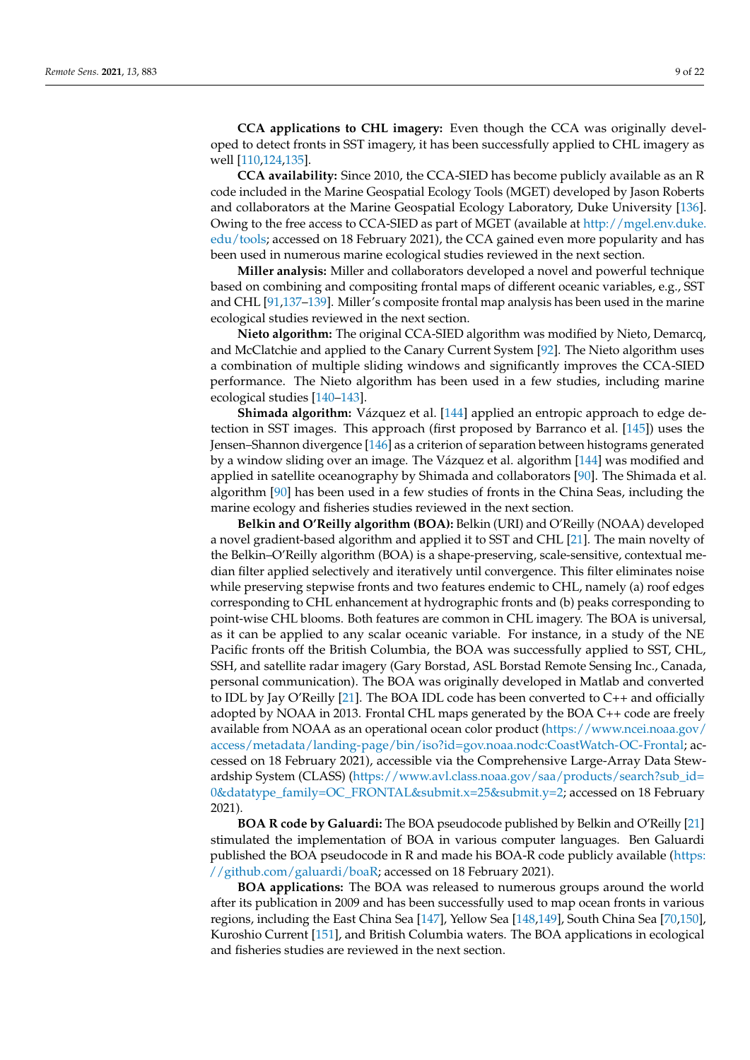**CCA applications to CHL imagery:** Even though the CCA was originally developed to detect fronts in SST imagery, it has been successfully applied to CHL imagery as well [110,124,135].

**CCA availability:** Since 2010, the CCA-SIED has become publicly available as an R code included in the Marine Geospatial Ecology Tools (MGET) developed by Jason Roberts and collaborators at the Marine Geospatial Ecology Laboratory, Duke University [136]. Owing to the free access to CCA-SIED as part of MGET (available at http://mgel.env.duke.edu/tools; accessed on 18 February 2021), the CCA gained even more popularity and has been used in numerous marine ecological studies reviewed in the next section.

**Miller analysis:** Miller and collaborators developed a novel and powerful technique based on combining and compositing frontal maps of different oceanic variables, e.g., SST and CHL [91,137–139]. Miller's composite frontal map analysis has been used in the marine ecological studies reviewed in the next section.

**Nieto algorithm:** The original CCA-SIED algorithm was modified by Nieto, Demarcq, and McClatchie and applied to the Canary Current System [92]. The Nieto algorithm uses a combination of multiple sliding windows and significantly improves the CCA-SIED performance. The Nieto algorithm has been used in a few studies, including marine ecological studies [140–143].

**Shimada algorithm:** Vázquez et al. [144] applied an entropic approach to edge detection in SST images. This approach (first proposed by Barranco et al. [145]) uses the Jensen–Shannon divergence [146] as a criterion of separation between histograms generated by a window sliding over an image. The Vázquez et al. algorithm [144] was modified and applied in satellite oceanography by Shimada and collaborators [90]. The Shimada et al. algorithm [90] has been used in a few studies of fronts in the China Seas, including the marine ecology and fisheries studies reviewed in the next section.

**Belkin and O'Reilly algorithm (BOA):** Belkin (URI) and O'Reilly (NOAA) developed a novel gradient-based algorithm and applied it to SST and CHL [21]. The main novelty of the Belkin–O'Reilly algorithm (BOA) is a shape-preserving, scale-sensitive, contextual median filter applied selectively and iteratively until convergence. This filter eliminates noise while preserving stepwise fronts and two features endemic to CHL, namely (a) roof edges corresponding to CHL enhancement at hydrographic fronts and (b) peaks corresponding to point-wise CHL blooms. Both features are common in CHL imagery. The BOA is universal, as it can be applied to any scalar oceanic variable. For instance, in a study of the NE Pacific fronts off the British Columbia, the BOA was successfully applied to SST, CHL, SSH, and satellite radar imagery (Gary Borstad, ASL Borstad Remote Sensing Inc., Canada, personal communication). The BOA was originally developed in Matlab and converted to IDL by Jay O'Reilly [21]. The BOA IDL code has been converted to C++ and officially adopted by NOAA in 2013. Frontal CHL maps generated by the BOA C++ code are freely available from NOAA as an operational ocean color product (https://www.ncei.noaa.gov/access/metadata/landing-page/bin/iso?id=gov.noaa.nodc:CoastWatch-OC-Frontal; accessed on 18 February 2021), accessible via the Comprehensive Large-Array Data Stewardship System (CLASS) (https://www.avl.class.noaa.gov/saa/products/search?sub_id=0&datatype_family=OC_FRONTAL&submit.x=25&submit.y=2; accessed on 18 February 2021).

**BOA R code by Galuardi:** The BOA pseudocode published by Belkin and O'Reilly [21] stimulated the implementation of BOA in various computer languages. Ben Galuardi published the BOA pseudocode in R and made his BOA-R code publicly available (https://github.com/galuardi/boaR; accessed on 18 February 2021).

**BOA applications:** The BOA was released to numerous groups around the world after its publication in 2009 and has been successfully used to map ocean fronts in various regions, including the East China Sea [147], Yellow Sea [148,149], South China Sea [70,150], Kuroshio Current [151], and British Columbia waters. The BOA applications in ecological and fisheries studies are reviewed in the next section.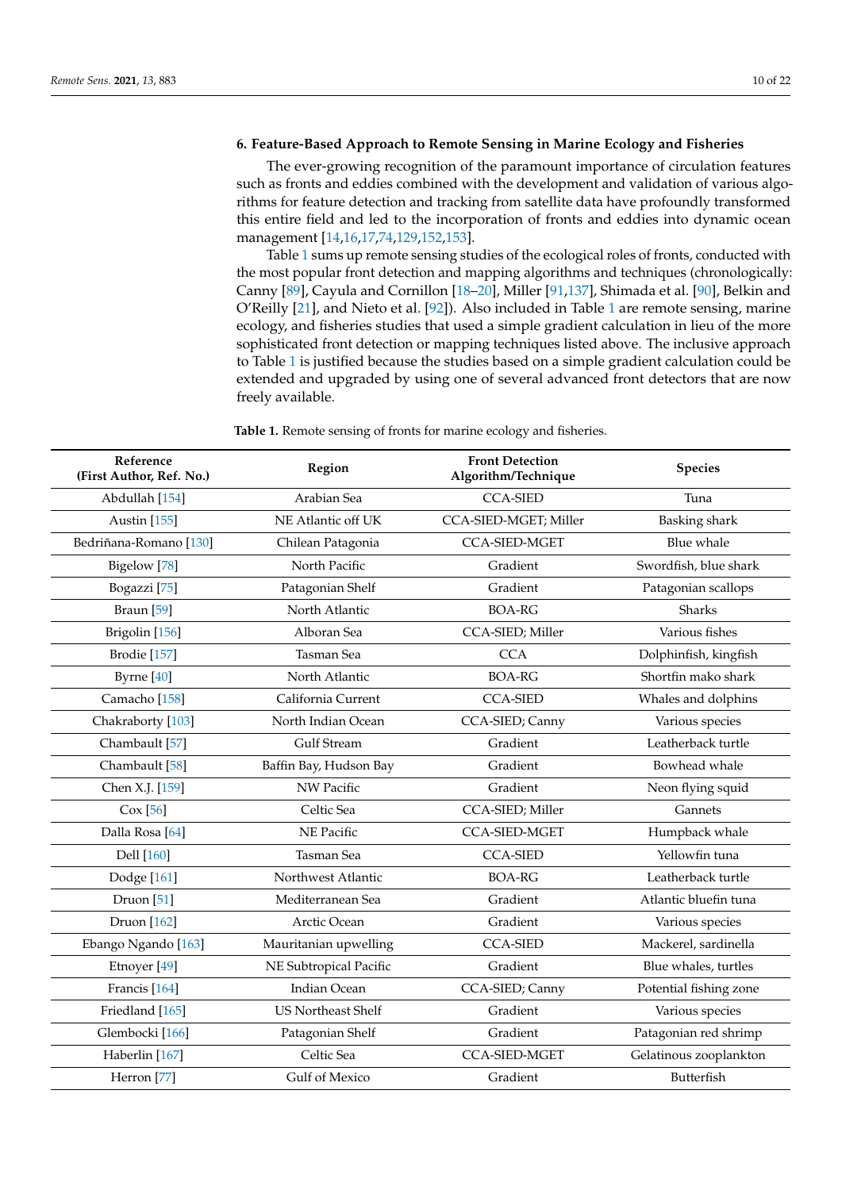## 6. Feature-Based Approach to Remote Sensing in Marine Ecology and Fisheries

The ever-growing recognition of the paramount importance of circulation features such as fronts and eddies combined with the development and validation of various algorithms for feature detection and tracking from satellite data have profoundly transformed this entire field and led to the incorporation of fronts and eddies into dynamic ocean management [14,16,17,74,129,152,153].

Table 1 sums up remote sensing studies of the ecological roles of fronts, conducted with the most popular front detection and mapping algorithms and techniques (chronologically: Canny [89], Cayula and Cornillon [18–20], Miller [91,137], Shimada et al. [90], Belkin and O'Reilly [21], and Nieto et al. [92]). Also included in Table 1 are remote sensing, marine ecology, and fisheries studies that used a simple gradient calculation in lieu of the more sophisticated front detection or mapping techniques listed above. The inclusive approach to Table 1 is justified because the studies based on a simple gradient calculation could be extended and upgraded by using one of several advanced front detectors that are now freely available.

**Table 1.** Remote sensing of fronts for marine ecology and fisheries.

| Reference (First Author, Ref. No.) | Region | Front Detection Algorithm/Technique | Species |
|---|---|---|---|
| Abdullah [154] | Arabian Sea | CCA-SIED | Tuna |
| Austin [155] | NE Atlantic off UK | CCA-SIED-MGET; Miller | Basking shark |
| Bedriñana-Romano [130] | Chilean Patagonia | CCA-SIED-MGET | Blue whale |
| Bigelow [78] | North Pacific | Gradient | Swordfish, blue shark |
| Bogazzi [75] | Patagonian Shelf | Gradient | Patagonian scallops |
| Braun [59] | North Atlantic | BOA-RG | Sharks |
| Brigolin [156] | Alboran Sea | CCA-SIED; Miller | Various fishes |
| Brodie [157] | Tasman Sea | CCA | Dolphinfish, kingfish |
| Byrne [40] | North Atlantic | BOA-RG | Shortfin mako shark |
| Camacho [158] | California Current | CCA-SIED | Whales and dolphins |
| Chakraborty [103] | North Indian Ocean | CCA-SIED; Canny | Various species |
| Chambault [57] | Gulf Stream | Gradient | Leatherback turtle |
| Chambault [58] | Baffin Bay, Hudson Bay | Gradient | Bowhead whale |
| Chen X.J. [159] | NW Pacific | Gradient | Neon flying squid |
| Cox [56] | Celtic Sea | CCA-SIED; Miller | Gannets |
| Dalla Rosa [64] | NE Pacific | CCA-SIED-MGET | Humpback whale |
| Dell [160] | Tasman Sea | CCA-SIED | Yellowfin tuna |
| Dodge [161] | Northwest Atlantic | BOA-RG | Leatherback turtle |
| Druon [51] | Mediterranean Sea | Gradient | Atlantic bluefin tuna |
| Druon [162] | Arctic Ocean | Gradient | Various species |
| Ebango Ngando [163] | Mauritanian upwelling | CCA-SIED | Mackerel, sardinella |
| Etnoyer [49] | NE Subtropical Pacific | Gradient | Blue whales, turtles |
| Francis [164] | Indian Ocean | CCA-SIED; Canny | Potential fishing zone |
| Friedland [165] | US Northeast Shelf | Gradient | Various species |
| Glembocki [166] | Patagonian Shelf | Gradient | Patagonian red shrimp |
| Haberlin [167] | Celtic Sea | CCA-SIED-MGET | Gelatinous zooplankton |
| Herron [77] | Gulf of Mexico | Gradient | Butterfish |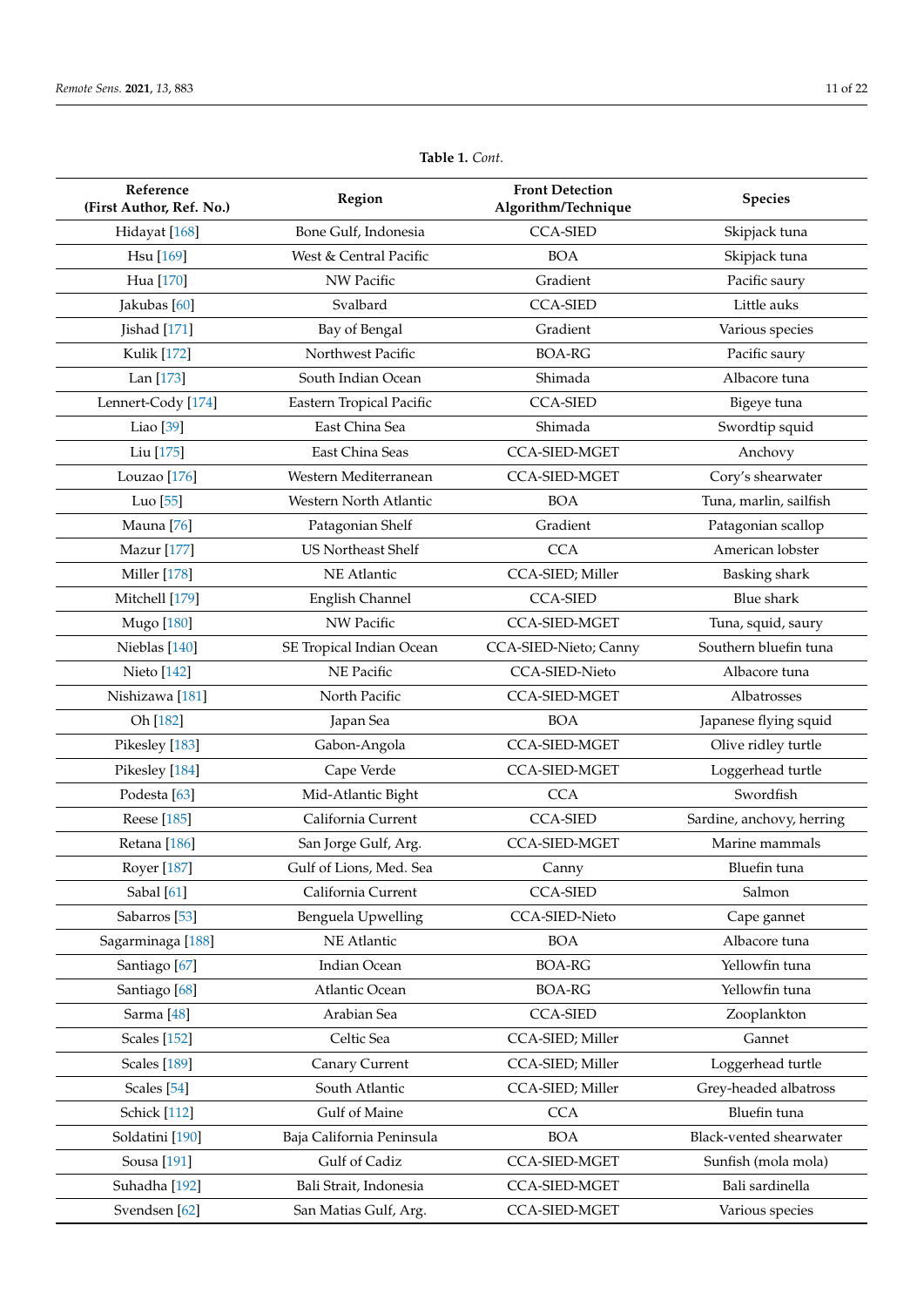**Table 1.** *Cont.*

| Reference (First Author, Ref. No.) | Region | Front Detection Algorithm/Technique | Species |
|---|---|---|---|
| Hidayat [168] | Bone Gulf, Indonesia | CCA-SIED | Skipjack tuna |
| Hsu [169] | West & Central Pacific | BOA | Skipjack tuna |
| Hua [170] | NW Pacific | Gradient | Pacific saury |
| Jakubas [60] | Svalbard | CCA-SIED | Little auks |
| Jishad [171] | Bay of Bengal | Gradient | Various species |
| Kulik [172] | Northwest Pacific | BOA-RG | Pacific saury |
| Lan [173] | South Indian Ocean | Shimada | Albacore tuna |
| Lennert-Cody [174] | Eastern Tropical Pacific | CCA-SIED | Bigeye tuna |
| Liao [39] | East China Sea | Shimada | Swordtip squid |
| Liu [175] | East China Seas | CCA-SIED-MGET | Anchovy |
| Louzao [176] | Western Mediterranean | CCA-SIED-MGET | Cory's shearwater |
| Luo [55] | Western North Atlantic | BOA | Tuna, marlin, sailfish |
| Mauna [76] | Patagonian Shelf | Gradient | Patagonian scallop |
| Mazur [177] | US Northeast Shelf | CCA | American lobster |
| Miller [178] | NE Atlantic | CCA-SIED; Miller | Basking shark |
| Mitchell [179] | English Channel | CCA-SIED | Blue shark |
| Mugo [180] | NW Pacific | CCA-SIED-MGET | Tuna, squid, saury |
| Nieblas [140] | SE Tropical Indian Ocean | CCA-SIED-Nieto; Canny | Southern bluefin tuna |
| Nieto [142] | NE Pacific | CCA-SIED-Nieto | Albacore tuna |
| Nishizawa [181] | North Pacific | CCA-SIED-MGET | Albatrosses |
| Oh [182] | Japan Sea | BOA | Japanese flying squid |
| Pikesley [183] | Gabon-Angola | CCA-SIED-MGET | Olive ridley turtle |
| Pikesley [184] | Cape Verde | CCA-SIED-MGET | Loggerhead turtle |
| Podesta [63] | Mid-Atlantic Bight | CCA | Swordfish |
| Reese [185] | California Current | CCA-SIED | Sardine, anchovy, herring |
| Retana [186] | San Jorge Gulf, Arg. | CCA-SIED-MGET | Marine mammals |
| Royer [187] | Gulf of Lions, Med. Sea | Canny | Bluefin tuna |
| Sabal [61] | California Current | CCA-SIED | Salmon |
| Sabarros [53] | Benguela Upwelling | CCA-SIED-Nieto | Cape gannet |
| Sagarminaga [188] | NE Atlantic | BOA | Albacore tuna |
| Santiago [67] | Indian Ocean | BOA-RG | Yellowfin tuna |
| Santiago [68] | Atlantic Ocean | BOA-RG | Yellowfin tuna |
| Sarma [48] | Arabian Sea | CCA-SIED | Zooplankton |
| Scales [152] | Celtic Sea | CCA-SIED; Miller | Gannet |
| Scales [189] | Canary Current | CCA-SIED; Miller | Loggerhead turtle |
| Scales [54] | South Atlantic | CCA-SIED; Miller | Grey-headed albatross |
| Schick [112] | Gulf of Maine | CCA | Bluefin tuna |
| Soldatini [190] | Baja California Peninsula | BOA | Black-vented shearwater |
| Sousa [191] | Gulf of Cadiz | CCA-SIED-MGET | Sunfish (mola mola) |
| Suhadha [192] | Bali Strait, Indonesia | CCA-SIED-MGET | Bali sardinella |
| Svendsen [62] | San Matias Gulf, Arg. | CCA-SIED-MGET | Various species |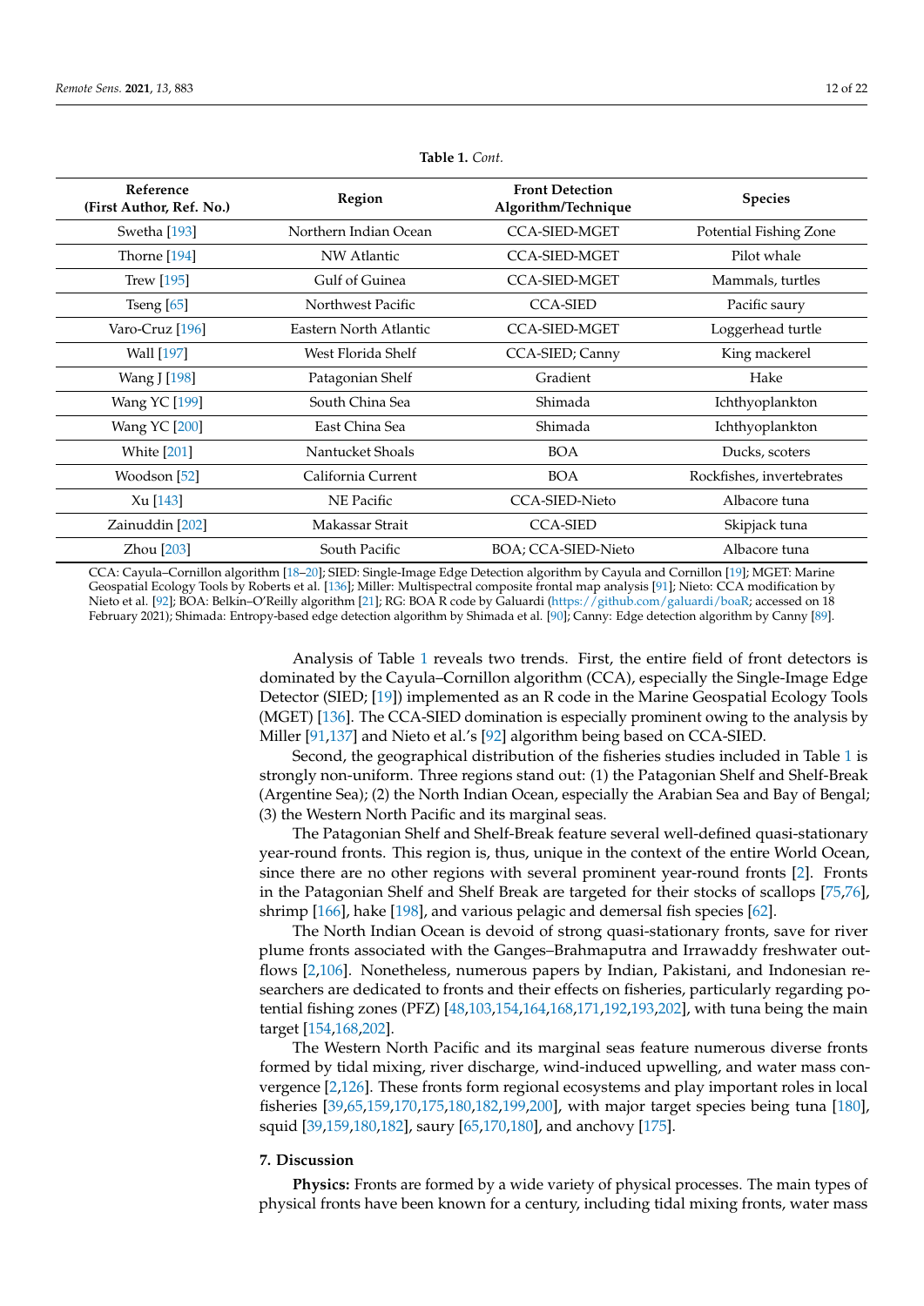**Table 1.** *Cont.*

| Reference (First Author, Ref. No.) | Region | Front Detection Algorithm/Technique | Species |
|---|---|---|---|
| Swetha [193] | Northern Indian Ocean | CCA-SIED-MGET | Potential Fishing Zone |
| Thorne [194] | NW Atlantic | CCA-SIED-MGET | Pilot whale |
| Trew [195] | Gulf of Guinea | CCA-SIED-MGET | Mammals, turtles |
| Tseng [65] | Northwest Pacific | CCA-SIED | Pacific saury |
| Varo-Cruz [196] | Eastern North Atlantic | CCA-SIED-MGET | Loggerhead turtle |
| Wall [197] | West Florida Shelf | CCA-SIED; Canny | King mackerel |
| Wang J [198] | Patagonian Shelf | Gradient | Hake |
| Wang YC [199] | South China Sea | Shimada | Ichthyoplankton |
| Wang YC [200] | East China Sea | Shimada | Ichthyoplankton |
| White [201] | Nantucket Shoals | BOA | Ducks, scoters |
| Woodson [52] | California Current | BOA | Rockfishes, invertebrates |
| Xu [143] | NE Pacific | CCA-SIED-Nieto | Albacore tuna |
| Zainuddin [202] | Makassar Strait | CCA-SIED | Skipjack tuna |
| Zhou [203] | South Pacific | BOA; CCA-SIED-Nieto | Albacore tuna |

CCA: Cayula–Cornillon algorithm [18–20]; SIED: Single-Image Edge Detection algorithm by Cayula and Cornillon [19]; MGET: Marine Geospatial Ecology Tools by Roberts et al. [136]; Miller: Multispectral composite frontal map analysis [91]; Nieto: CCA modification by Nieto et al. [92]; BOA: Belkin–O'Reilly algorithm [21]; RG: BOA R code by Galuardi (https://github.com/galuardi/boaR; accessed on 18 February 2021); Shimada: Entropy-based edge detection algorithm by Shimada et al. [90]; Canny: Edge detection algorithm by Canny [89].

Analysis of Table 1 reveals two trends. First, the entire field of front detectors is dominated by the Cayula–Cornillon algorithm (CCA), especially the Single-Image Edge Detector (SIED; [19]) implemented as an R code in the Marine Geospatial Ecology Tools (MGET) [136]. The CCA-SIED domination is especially prominent owing to the analysis by Miller [91,137] and Nieto et al.'s [92] algorithm being based on CCA-SIED.

Second, the geographical distribution of the fisheries studies included in Table 1 is strongly non-uniform. Three regions stand out: (1) the Patagonian Shelf and Shelf-Break (Argentine Sea); (2) the North Indian Ocean, especially the Arabian Sea and Bay of Bengal; (3) the Western North Pacific and its marginal seas.

The Patagonian Shelf and Shelf-Break feature several well-defined quasi-stationary year-round fronts. This region is, thus, unique in the context of the entire World Ocean, since there are no other regions with several prominent year-round fronts [2]. Fronts in the Patagonian Shelf and Shelf Break are targeted for their stocks of scallops [75,76], shrimp [166], hake [198], and various pelagic and demersal fish species [62].

The North Indian Ocean is devoid of strong quasi-stationary fronts, save for river plume fronts associated with the Ganges–Brahmaputra and Irrawaddy freshwater outflows [2,106]. Nonetheless, numerous papers by Indian, Pakistani, and Indonesian researchers are dedicated to fronts and their effects on fisheries, particularly regarding potential fishing zones (PFZ) [48,103,154,164,168,171,192,193,202], with tuna being the main target [154,168,202].

The Western North Pacific and its marginal seas feature numerous diverse fronts formed by tidal mixing, river discharge, wind-induced upwelling, and water mass convergence [2,126]. These fronts form regional ecosystems and play important roles in local fisheries [39,65,159,170,175,180,182,199,200], with major target species being tuna [180], squid [39,159,180,182], saury [65,170,180], and anchovy [175].

## 7. Discussion

**Physics:** Fronts are formed by a wide variety of physical processes. The main types of physical fronts have been known for a century, including tidal mixing fronts, water mass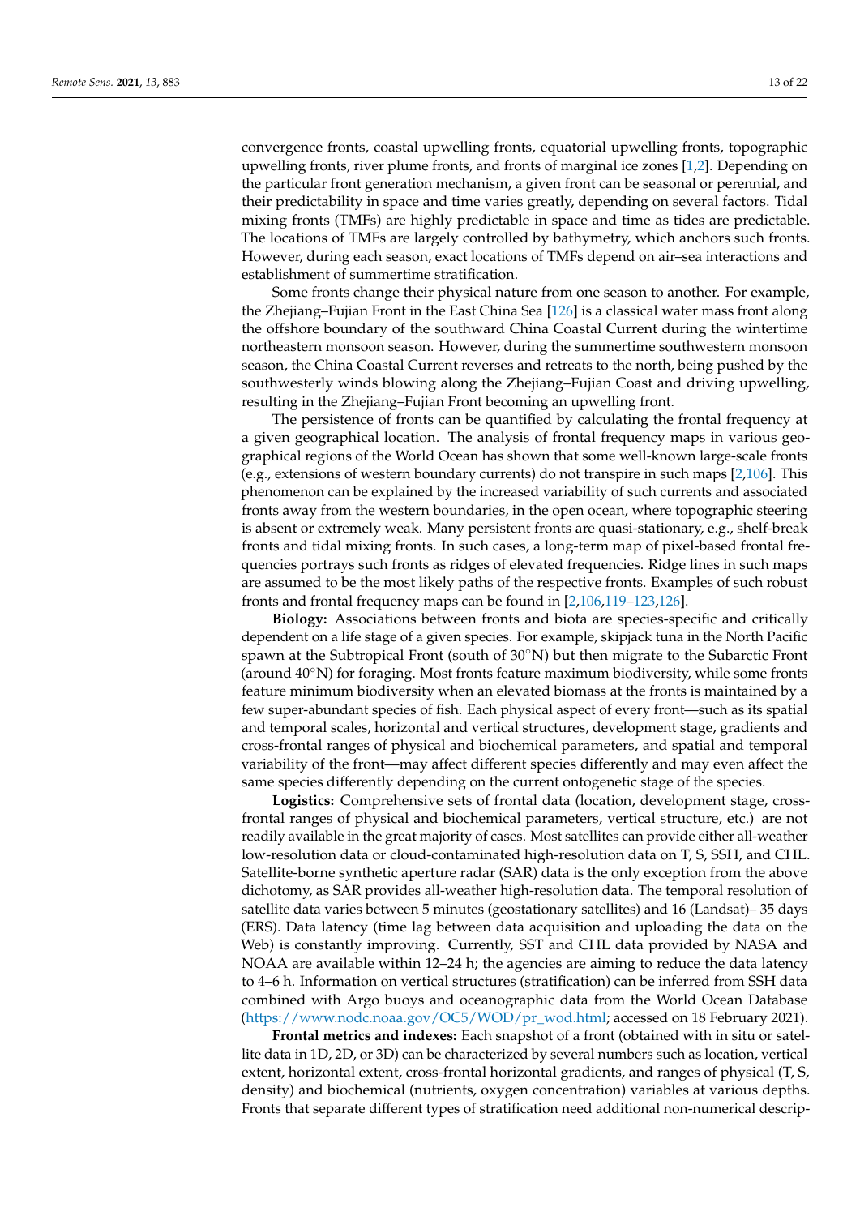convergence fronts, coastal upwelling fronts, equatorial upwelling fronts, topographic upwelling fronts, river plume fronts, and fronts of marginal ice zones [1,2]. Depending on the particular front generation mechanism, a given front can be seasonal or perennial, and their predictability in space and time varies greatly, depending on several factors. Tidal mixing fronts (TMFs) are highly predictable in space and time as tides are predictable. The locations of TMFs are largely controlled by bathymetry, which anchors such fronts. However, during each season, exact locations of TMFs depend on air–sea interactions and establishment of summertime stratification.

Some fronts change their physical nature from one season to another. For example, the Zhejiang–Fujian Front in the East China Sea [126] is a classical water mass front along the offshore boundary of the southward China Coastal Current during the wintertime northeastern monsoon season. However, during the summertime southwestern monsoon season, the China Coastal Current reverses and retreats to the north, being pushed by the southwesterly winds blowing along the Zhejiang–Fujian Coast and driving upwelling, resulting in the Zhejiang–Fujian Front becoming an upwelling front.

The persistence of fronts can be quantified by calculating the frontal frequency at a given geographical location. The analysis of frontal frequency maps in various geographical regions of the World Ocean has shown that some well-known large-scale fronts (e.g., extensions of western boundary currents) do not transpire in such maps [2,106]. This phenomenon can be explained by the increased variability of such currents and associated fronts away from the western boundaries, in the open ocean, where topographic steering is absent or extremely weak. Many persistent fronts are quasi-stationary, e.g., shelf-break fronts and tidal mixing fronts. In such cases, a long-term map of pixel-based frontal frequencies portrays such fronts as ridges of elevated frequencies. Ridge lines in such maps are assumed to be the most likely paths of the respective fronts. Examples of such robust fronts and frontal frequency maps can be found in [2,106,119–123,126].

**Biology:** Associations between fronts and biota are species-specific and critically dependent on a life stage of a given species. For example, skipjack tuna in the North Pacific spawn at the Subtropical Front (south of 30°N) but then migrate to the Subarctic Front (around 40°N) for foraging. Most fronts feature maximum biodiversity, while some fronts feature minimum biodiversity when an elevated biomass at the fronts is maintained by a few super-abundant species of fish. Each physical aspect of every front—such as its spatial and temporal scales, horizontal and vertical structures, development stage, gradients and cross-frontal ranges of physical and biochemical parameters, and spatial and temporal variability of the front—may affect different species differently and may even affect the same species differently depending on the current ontogenetic stage of the species.

**Logistics:** Comprehensive sets of frontal data (location, development stage, cross-frontal ranges of physical and biochemical parameters, vertical structure, etc.) are not readily available in the great majority of cases. Most satellites can provide either all-weather low-resolution data or cloud-contaminated high-resolution data on T, S, SSH, and CHL. Satellite-borne synthetic aperture radar (SAR) data is the only exception from the above dichotomy, as SAR provides all-weather high-resolution data. The temporal resolution of satellite data varies between 5 minutes (geostationary satellites) and 16 (Landsat)– 35 days (ERS). Data latency (time lag between data acquisition and uploading the data on the Web) is constantly improving. Currently, SST and CHL data provided by NASA and NOAA are available within 12–24 h; the agencies are aiming to reduce the data latency to 4–6 h. Information on vertical structures (stratification) can be inferred from SSH data combined with Argo buoys and oceanographic data from the World Ocean Database (https://www.nodc.noaa.gov/OC5/WOD/pr_wod.html; accessed on 18 February 2021).

**Frontal metrics and indexes:** Each snapshot of a front (obtained with in situ or satellite data in 1D, 2D, or 3D) can be characterized by several numbers such as location, vertical extent, horizontal extent, cross-frontal horizontal gradients, and ranges of physical (T, S, density) and biochemical (nutrients, oxygen concentration) variables at various depths. Fronts that separate different types of stratification need additional non-numerical descrip-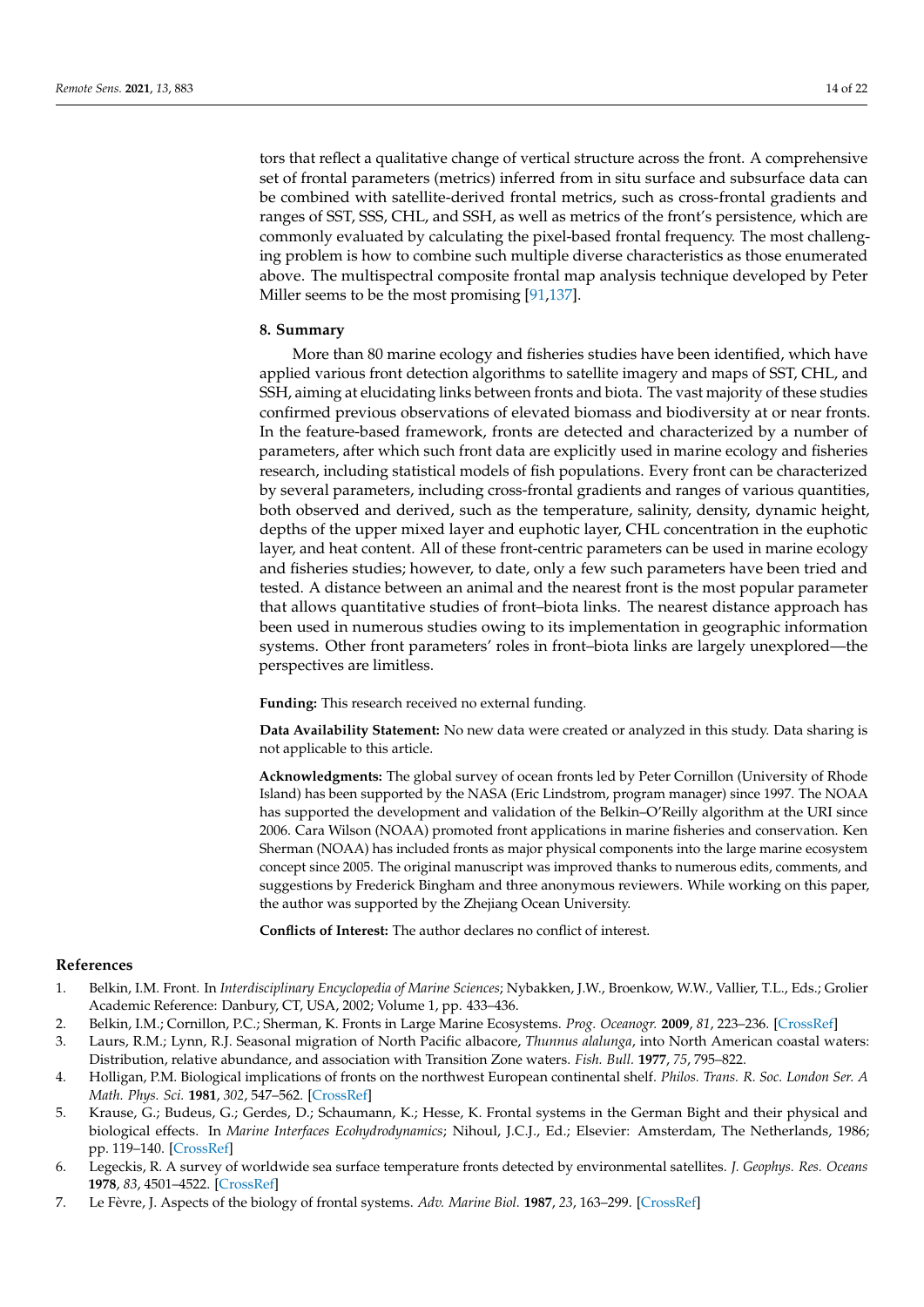tors that reflect a qualitative change of vertical structure across the front. A comprehensive set of frontal parameters (metrics) inferred from in situ surface and subsurface data can be combined with satellite-derived frontal metrics, such as cross-frontal gradients and ranges of SST, SSS, CHL, and SSH, as well as metrics of the front's persistence, which are commonly evaluated by calculating the pixel-based frontal frequency. The most challenging problem is how to combine such multiple diverse characteristics as those enumerated above. The multispectral composite frontal map analysis technique developed by Peter Miller seems to be the most promising [91,137].

## 8. Summary

More than 80 marine ecology and fisheries studies have been identified, which have applied various front detection algorithms to satellite imagery and maps of SST, CHL, and SSH, aiming at elucidating links between fronts and biota. The vast majority of these studies confirmed previous observations of elevated biomass and biodiversity at or near fronts. In the feature-based framework, fronts are detected and characterized by a number of parameters, after which such front data are explicitly used in marine ecology and fisheries research, including statistical models of fish populations. Every front can be characterized by several parameters, including cross-frontal gradients and ranges of various quantities, both observed and derived, such as the temperature, salinity, density, dynamic height, depths of the upper mixed layer and euphotic layer, CHL concentration in the euphotic layer, and heat content. All of these front-centric parameters can be used in marine ecology and fisheries studies; however, to date, only a few such parameters have been tried and tested. A distance between an animal and the nearest front is the most popular parameter that allows quantitative studies of front–biota links. The nearest distance approach has been used in numerous studies owing to its implementation in geographic information systems. Other front parameters' roles in front–biota links are largely unexplored—the perspectives are limitless.

**Funding:** This research received no external funding.

**Data Availability Statement:** No new data were created or analyzed in this study. Data sharing is not applicable to this article.

**Acknowledgments:** The global survey of ocean fronts led by Peter Cornillon (University of Rhode Island) has been supported by the NASA (Eric Lindstrom, program manager) since 1997. The NOAA has supported the development and validation of the Belkin–O'Reilly algorithm at the URI since 2006. Cara Wilson (NOAA) promoted front applications in marine fisheries and conservation. Ken Sherman (NOAA) has included fronts as major physical components into the large marine ecosystem concept since 2005. The original manuscript was improved thanks to numerous edits, comments, and suggestions by Frederick Bingham and three anonymous reviewers. While working on this paper, the author was supported by the Zhejiang Ocean University.

**Conflicts of Interest:** The author declares no conflict of interest.

## References

1. Belkin, I.M. Front. In *Interdisciplinary Encyclopedia of Marine Sciences*; Nybakken, J.W., Broenkow, W.W., Vallier, T.L., Eds.; Grolier Academic Reference: Danbury, CT, USA, 2002; Volume 1, pp. 433–436.
2. Belkin, I.M.; Cornillon, P.C.; Sherman, K. Fronts in Large Marine Ecosystems. *Prog. Oceanogr.* **2009**, *81*, 223–236. [CrossRef]
3. Laurs, R.M.; Lynn, R.J. Seasonal migration of North Pacific albacore, *Thunnus alalunga*, into North American coastal waters: Distribution, relative abundance, and association with Transition Zone waters. *Fish. Bull.* **1977**, *75*, 795–822.
4. Holligan, P.M. Biological implications of fronts on the northwest European continental shelf. *Philos. Trans. R. Soc. London Ser. A Math. Phys. Sci.* **1981**, *302*, 547–562. [CrossRef]
5. Krause, G.; Budeus, G.; Gerdes, D.; Schaumann, K.; Hesse, K. Frontal systems in the German Bight and their physical and biological effects. In *Marine Interfaces Ecohydrodynamics*; Nihoul, J.C.J., Ed.; Elsevier: Amsterdam, The Netherlands, 1986; pp. 119–140. [CrossRef]
6. Legeckis, R. A survey of worldwide sea surface temperature fronts detected by environmental satellites. *J. Geophys. Res. Oceans* **1978**, *83*, 4501–4522. [CrossRef]
7. Le Fèvre, J. Aspects of the biology of frontal systems. *Adv. Marine Biol.* **1987**, *23*, 163–299. [CrossRef]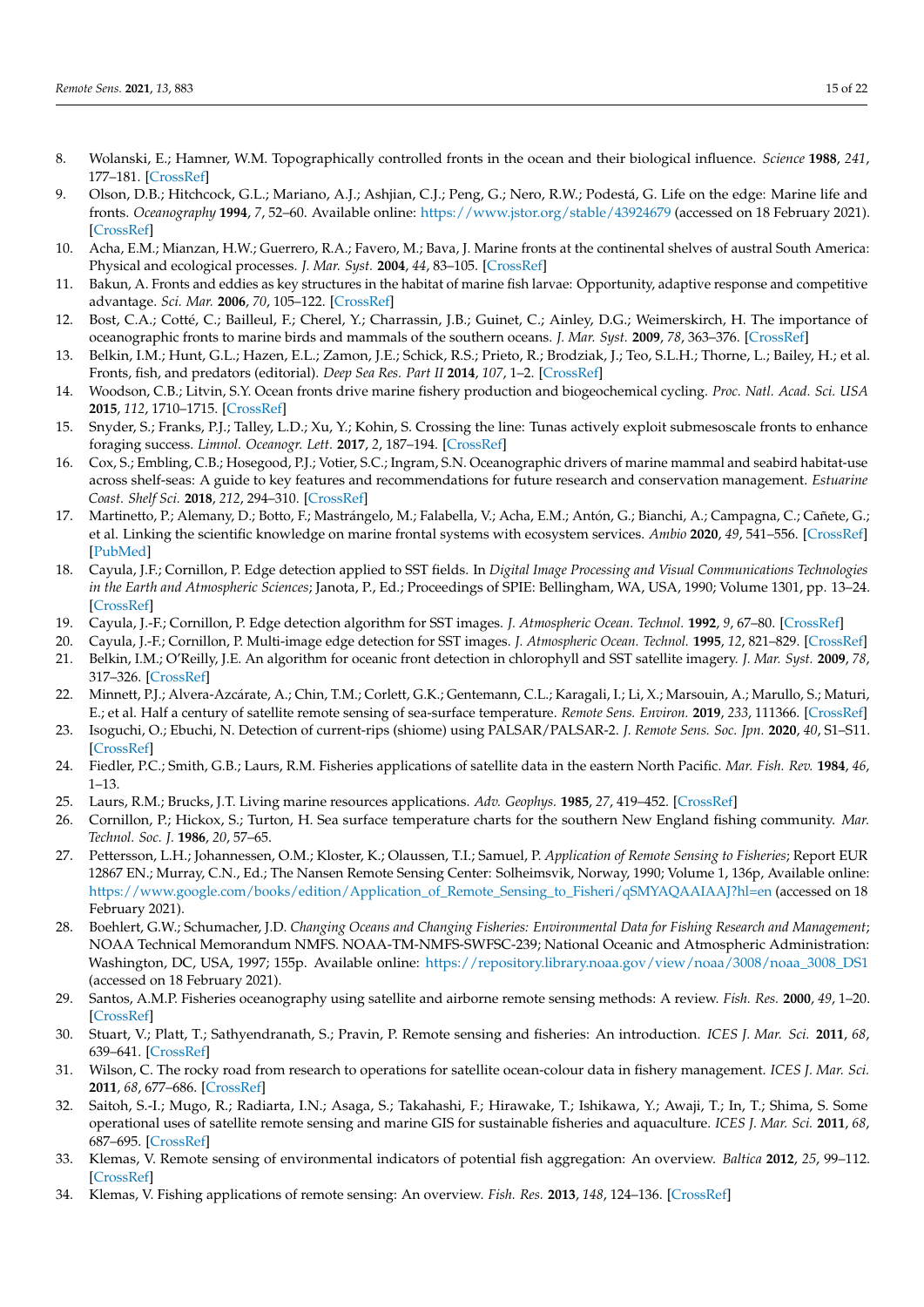8. Wolanski, E.; Hamner, W.M. Topographically controlled fronts in the ocean and their biological influence. *Science* **1988**, *241*, 177–181. [CrossRef]
9. Olson, D.B.; Hitchcock, G.L.; Mariano, A.J.; Ashjian, C.J.; Peng, G.; Nero, R.W.; Podestá, G. Life on the edge: Marine life and fronts. *Oceanography* **1994**, *7*, 52–60. Available online: https://www.jstor.org/stable/43924679 (accessed on 18 February 2021). [CrossRef]
10. Acha, E.M.; Mianzan, H.W.; Guerrero, R.A.; Favero, M.; Bava, J. Marine fronts at the continental shelves of austral South America: Physical and ecological processes. *J. Mar. Syst.* **2004**, *44*, 83–105. [CrossRef]
11. Bakun, A. Fronts and eddies as key structures in the habitat of marine fish larvae: Opportunity, adaptive response and competitive advantage. *Sci. Mar.* **2006**, *70*, 105–122. [CrossRef]
12. Bost, C.A.; Cotté, C.; Bailleul, F.; Cherel, Y.; Charrassin, J.B.; Guinet, C.; Ainley, D.G.; Weimerskirch, H. The importance of oceanographic fronts to marine birds and mammals of the southern oceans. *J. Mar. Syst.* **2009**, *78*, 363–376. [CrossRef]
13. Belkin, I.M.; Hunt, G.L.; Hazen, E.L.; Zamon, J.E.; Schick, R.S.; Prieto, R.; Brodziak, J.; Teo, S.L.H.; Thorne, L.; Bailey, H.; et al. Fronts, fish, and predators (editorial). *Deep Sea Res. Part II* **2014**, *107*, 1–2. [CrossRef]
14. Woodson, C.B.; Litvin, S.Y. Ocean fronts drive marine fishery production and biogeochemical cycling. *Proc. Natl. Acad. Sci. USA* **2015**, *112*, 1710–1715. [CrossRef]
15. Snyder, S.; Franks, P.J.; Talley, L.D.; Xu, Y.; Kohin, S. Crossing the line: Tunas actively exploit submesoscale fronts to enhance foraging success. *Limnol. Oceanogr. Lett.* **2017**, *2*, 187–194. [CrossRef]
16. Cox, S.; Embling, C.B.; Hosegood, P.J.; Votier, S.C.; Ingram, S.N. Oceanographic drivers of marine mammal and seabird habitat-use across shelf-seas: A guide to key features and recommendations for future research and conservation management. *Estuarine Coast. Shelf Sci.* **2018**, *212*, 294–310. [CrossRef]
17. Martinetto, P.; Alemany, D.; Botto, F.; Mastrángelo, M.; Falabella, V.; Acha, E.M.; Antón, G.; Bianchi, A.; Campagna, C.; Cañete, G.; et al. Linking the scientific knowledge on marine frontal systems with ecosystem services. *Ambio* **2020**, *49*, 541–556. [CrossRef] [PubMed]
18. Cayula, J.F.; Cornillon, P. Edge detection applied to SST fields. In *Digital Image Processing and Visual Communications Technologies in the Earth and Atmospheric Sciences*; Janota, P., Ed.; Proceedings of SPIE: Bellingham, WA, USA, 1990; Volume 1301, pp. 13–24. [CrossRef]
19. Cayula, J.-F.; Cornillon, P. Edge detection algorithm for SST images. *J. Atmospheric Ocean. Technol.* **1992**, *9*, 67–80. [CrossRef]
20. Cayula, J.-F.; Cornillon, P. Multi-image edge detection for SST images. *J. Atmospheric Ocean. Technol.* **1995**, *12*, 821–829. [CrossRef]
21. Belkin, I.M.; O'Reilly, J.E. An algorithm for oceanic front detection in chlorophyll and SST satellite imagery. *J. Mar. Syst.* **2009**, *78*, 317–326. [CrossRef]
22. Minnett, P.J.; Alvera-Azcárate, A.; Chin, T.M.; Corlett, G.K.; Gentemann, C.L.; Karagali, I.; Li, X.; Marsouin, A.; Marullo, S.; Maturi, E.; et al. Half a century of satellite remote sensing of sea-surface temperature. *Remote Sens. Environ.* **2019**, *233*, 111366. [CrossRef]
23. Isoguchi, O.; Ebuchi, N. Detection of current-rips (shiome) using PALSAR/PALSAR-2. *J. Remote Sens. Soc. Jpn.* **2020**, *40*, S1–S11. [CrossRef]
24. Fiedler, P.C.; Smith, G.B.; Laurs, R.M. Fisheries applications of satellite data in the eastern North Pacific. *Mar. Fish. Rev.* **1984**, *46*, 1–13.
25. Laurs, R.M.; Brucks, J.T. Living marine resources applications. *Adv. Geophys.* **1985**, *27*, 419–452. [CrossRef]
26. Cornillon, P.; Hickox, S.; Turton, H. Sea surface temperature charts for the southern New England fishing community. *Mar. Technol. Soc. J.* **1986**, *20*, 57–65.
27. Pettersson, L.H.; Johannessen, O.M.; Kloster, K.; Olaussen, T.I.; Samuel, P. *Application of Remote Sensing to Fisheries*; Report EUR 12867 EN.; Murray, C.N., Ed.; The Nansen Remote Sensing Center: Solheimsvik, Norway, 1990; Volume 1, 136p, Available online: https://www.google.com/books/edition/Application_of_Remote_Sensing_to_Fisheri/qSMYAQAAIAAJ?hl=en (accessed on 18 February 2021).
28. Boehlert, G.W.; Schumacher, J.D. *Changing Oceans and Changing Fisheries: Environmental Data for Fishing Research and Management*; NOAA Technical Memorandum NMFS. NOAA-TM-NMFS-SWFSC-239; National Oceanic and Atmospheric Administration: Washington, DC, USA, 1997; 155p. Available online: https://repository.library.noaa.gov/view/noaa/3008/noaa_3008_DS1 (accessed on 18 February 2021).
29. Santos, A.M.P. Fisheries oceanography using satellite and airborne remote sensing methods: A review. *Fish. Res.* **2000**, *49*, 1–20. [CrossRef]
30. Stuart, V.; Platt, T.; Sathyendranath, S.; Pravin, P. Remote sensing and fisheries: An introduction. *ICES J. Mar. Sci.* **2011**, *68*, 639–641. [CrossRef]
31. Wilson, C. The rocky road from research to operations for satellite ocean-colour data in fishery management. *ICES J. Mar. Sci.* **2011**, *68*, 677–686. [CrossRef]
32. Saitoh, S.-I.; Mugo, R.; Radiarta, I.N.; Asaga, S.; Takahashi, F.; Hirawake, T.; Ishikawa, Y.; Awaji, T.; In, T.; Shima, S. Some operational uses of satellite remote sensing and marine GIS for sustainable fisheries and aquaculture. *ICES J. Mar. Sci.* **2011**, *68*, 687–695. [CrossRef]
33. Klemas, V. Remote sensing of environmental indicators of potential fish aggregation: An overview. *Baltica* **2012**, *25*, 99–112. [CrossRef]
34. Klemas, V. Fishing applications of remote sensing: An overview. *Fish. Res.* **2013**, *148*, 124–136. [CrossRef]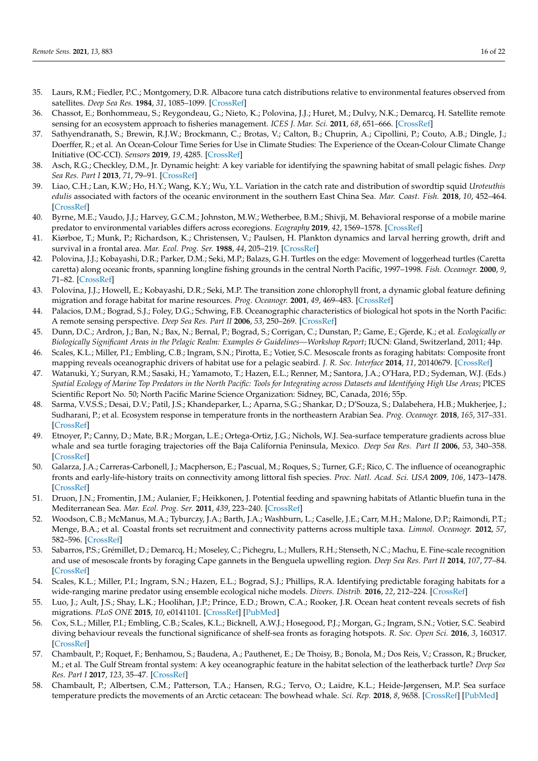35. Laurs, R.M.; Fiedler, P.C.; Montgomery, D.R. Albacore tuna catch distributions relative to environmental features observed from satellites. *Deep Sea Res.* **1984**, *31*, 1085–1099. [CrossRef]
36. Chassot, E.; Bonhommeau, S.; Reygondeau, G.; Nieto, K.; Polovina, J.J.; Huret, M.; Dulvy, N.K.; Demarcq, H. Satellite remote sensing for an ecosystem approach to fisheries management. *ICES J. Mar. Sci.* **2011**, *68*, 651–666. [CrossRef]
37. Sathyendranath, S.; Brewin, R.J.W.; Brockmann, C.; Brotas, V.; Calton, B.; Chuprin, A.; Cipollini, P.; Couto, A.B.; Dingle, J.; Doerffer, R.; et al. An Ocean-Colour Time Series for Use in Climate Studies: The Experience of the Ocean-Colour Climate Change Initiative (OC-CCI). *Sensors* **2019**, *19*, 4285. [CrossRef]
38. Asch, R.G.; Checkley, D.M., Jr. Dynamic height: A key variable for identifying the spawning habitat of small pelagic fishes. *Deep Sea Res. Part I* **2013**, *71*, 79–91. [CrossRef]
39. Liao, C.H.; Lan, K.W.; Ho, H.Y.; Wang, K.Y.; Wu, Y.L. Variation in the catch rate and distribution of swordtip squid *Uroteuthis edulis* associated with factors of the oceanic environment in the southern East China Sea. *Mar. Coast. Fish.* **2018**, *10*, 452–464. [CrossRef]
40. Byrne, M.E.; Vaudo, J.J.; Harvey, G.C.M.; Johnston, M.W.; Wetherbee, B.M.; Shivji, M. Behavioral response of a mobile marine predator to environmental variables differs across ecoregions. *Ecography* **2019**, *42*, 1569–1578. [CrossRef]
41. Kiørboe, T.; Munk, P.; Richardson, K.; Christensen, V.; Paulsen, H. Plankton dynamics and larval herring growth, drift and survival in a frontal area. *Mar. Ecol. Prog. Ser.* **1988**, *44*, 205–219. [CrossRef]
42. Polovina, J.J.; Kobayashi, D.R.; Parker, D.M.; Seki, M.P.; Balazs, G.H. Turtles on the edge: Movement of loggerhead turtles (Caretta caretta) along oceanic fronts, spanning longline fishing grounds in the central North Pacific, 1997–1998. *Fish. Oceanogr.* **2000**, *9*, 71–82. [CrossRef]
43. Polovina, J.J.; Howell, E.; Kobayashi, D.R.; Seki, M.P. The transition zone chlorophyll front, a dynamic global feature defining migration and forage habitat for marine resources. *Prog. Oceanogr.* **2001**, *49*, 469–483. [CrossRef]
44. Palacios, D.M.; Bograd, S.J.; Foley, D.G.; Schwing, F.B. Oceanographic characteristics of biological hot spots in the North Pacific: A remote sensing perspective. *Deep Sea Res. Part II* **2006**, *53*, 250–269. [CrossRef]
45. Dunn, D.C.; Ardron, J.; Ban, N.; Bax, N.; Bernal, P.; Bograd, S.; Corrigan, C.; Dunstan, P.; Game, E.; Gjerde, K.; et al. *Ecologically or Biologically Significant Areas in the Pelagic Realm: Examples & Guidelines—Workshop Report*; IUCN: Gland, Switzerland, 2011; 44p.
46. Scales, K.L.; Miller, P.I.; Embling, C.B.; Ingram, S.N.; Pirotta, E.; Votier, S.C. Mesoscale fronts as foraging habitats: Composite front mapping reveals oceanographic drivers of habitat use for a pelagic seabird. *J. R. Soc. Interface* **2014**, *11*, 20140679. [CrossRef]
47. Watanuki, Y.; Suryan, R.M.; Sasaki, H.; Yamamoto, T.; Hazen, E.L.; Renner, M.; Santora, J.A.; O'Hara, P.D.; Sydeman, W.J. (Eds.) *Spatial Ecology of Marine Top Predators in the North Pacific: Tools for Integrating across Datasets and Identifying High Use Areas*; PICES Scientific Report No. 50; North Pacific Marine Science Organization: Sidney, BC, Canada, 2016; 55p.
48. Sarma, V.V.S.S.; Desai, D.V.; Patil, J.S.; Khandeparker, L.; Aparna, S.G.; Shankar, D.; D'Souza, S.; Dalabehera, H.B.; Mukherjee, J.; Sudharani, P.; et al. Ecosystem response in temperature fronts in the northeastern Arabian Sea. *Prog. Oceanogr.* **2018**, *165*, 317–331. [CrossRef]
49. Etnoyer, P.; Canny, D.; Mate, B.R.; Morgan, L.E.; Ortega-Ortiz, J.G.; Nichols, W.J. Sea-surface temperature gradients across blue whale and sea turtle foraging trajectories off the Baja California Peninsula, Mexico. *Deep Sea Res. Part II* **2006**, *53*, 340–358. [CrossRef]
50. Galarza, J.A.; Carreras-Carbonell, J.; Macpherson, E.; Pascual, M.; Roques, S.; Turner, G.F.; Rico, C. The influence of oceanographic fronts and early-life-history traits on connectivity among littoral fish species. *Proc. Natl. Acad. Sci. USA* **2009**, *106*, 1473–1478. [CrossRef]
51. Druon, J.N.; Fromentin, J.M.; Aulanier, F.; Heikkonen, J. Potential feeding and spawning habitats of Atlantic bluefin tuna in the Mediterranean Sea. *Mar. Ecol. Prog. Ser.* **2011**, *439*, 223–240. [CrossRef]
52. Woodson, C.B.; McManus, M.A.; Tyburczy, J.A.; Barth, J.A.; Washburn, L.; Caselle, J.E.; Carr, M.H.; Malone, D.P.; Raimondi, P.T.; Menge, B.A.; et al. Coastal fronts set recruitment and connectivity patterns across multiple taxa. *Limnol. Oceanogr.* **2012**, *57*, 582–596. [CrossRef]
53. Sabarros, P.S.; Grémillet, D.; Demarcq, H.; Moseley, C.; Pichegru, L.; Mullers, R.H.; Stenseth, N.C.; Machu, E. Fine-scale recognition and use of mesoscale fronts by foraging Cape gannets in the Benguela upwelling region. *Deep Sea Res. Part II* **2014**, *107*, 77–84. [CrossRef]
54. Scales, K.L.; Miller, P.I.; Ingram, S.N.; Hazen, E.L.; Bograd, S.J.; Phillips, R.A. Identifying predictable foraging habitats for a wide-ranging marine predator using ensemble ecological niche models. *Divers. Distrib.* **2016**, *22*, 212–224. [CrossRef]
55. Luo, J.; Ault, J.S.; Shay, L.K.; Hoolihan, J.P.; Prince, E.D.; Brown, C.A.; Rooker, J.R. Ocean heat content reveals secrets of fish migrations. *PLoS ONE* **2015**, *10*, e0141101. [CrossRef] [PubMed]
56. Cox, S.L.; Miller, P.I.; Embling, C.B.; Scales, K.L.; Bicknell, A.W.J.; Hosegood, P.J.; Morgan, G.; Ingram, S.N.; Votier, S.C. Seabird diving behaviour reveals the functional significance of shelf-sea fronts as foraging hotspots. *R. Soc. Open Sci.* **2016**, *3*, 160317. [CrossRef]
57. Chambault, P.; Roquet, F.; Benhamou, S.; Baudena, A.; Pauthenet, E.; De Thoisy, B.; Bonola, M.; Dos Reis, V.; Crasson, R.; Brucker, M.; et al. The Gulf Stream frontal system: A key oceanographic feature in the habitat selection of the leatherback turtle? *Deep Sea Res. Part I* **2017**, *123*, 35–47. [CrossRef]
58. Chambault, P.; Albertsen, C.M.; Patterson, T.A.; Hansen, R.G.; Tervo, O.; Laidre, K.L.; Heide-Jørgensen, M.P. Sea surface temperature predicts the movements of an Arctic cetacean: The bowhead whale. *Sci. Rep.* **2018**, *8*, 9658. [CrossRef] [PubMed]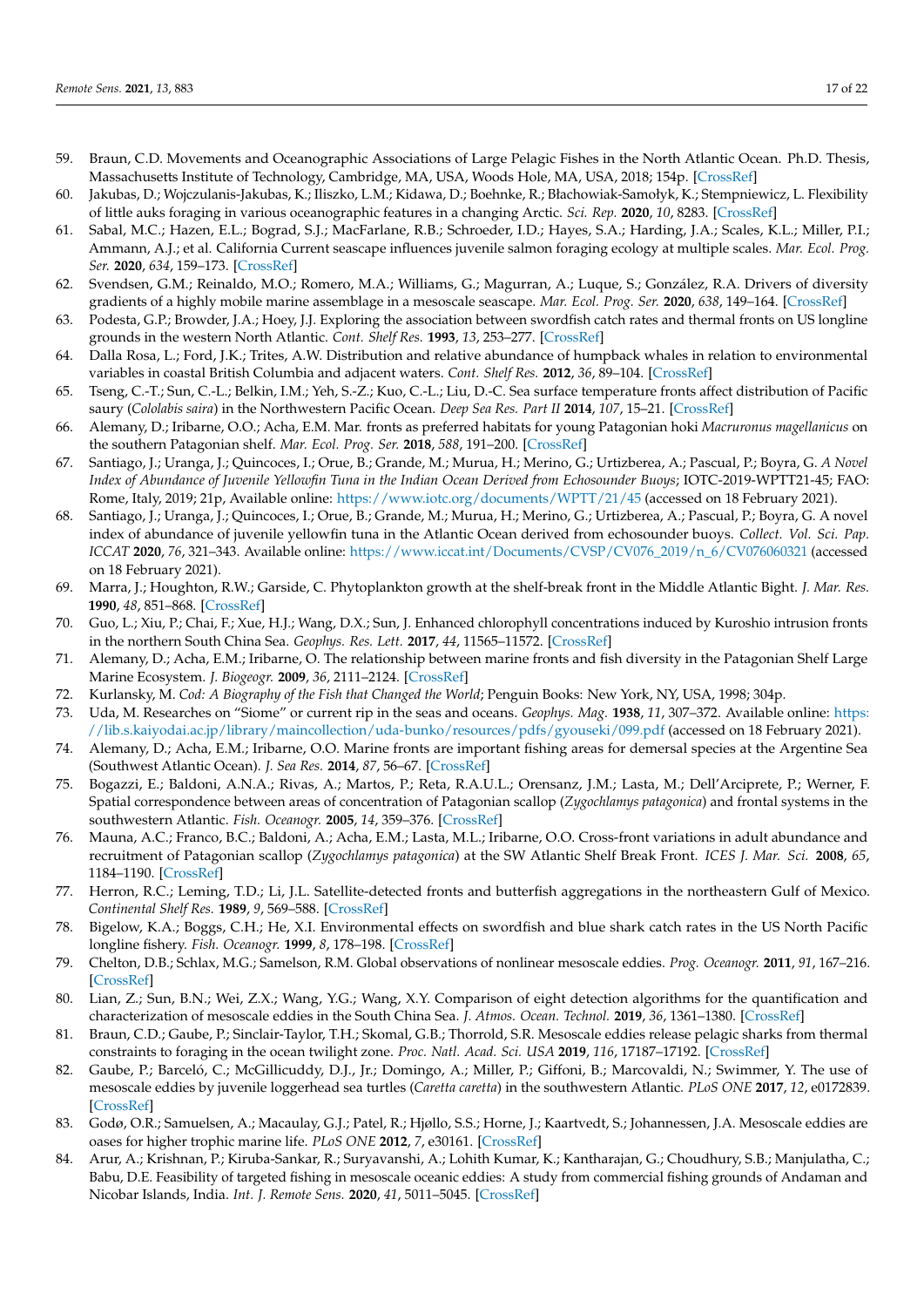59. Braun, C.D. Movements and Oceanographic Associations of Large Pelagic Fishes in the North Atlantic Ocean. Ph.D. Thesis, Massachusetts Institute of Technology, Cambridge, MA, USA, Woods Hole, MA, USA, 2018; 154p. [CrossRef]
60. Jakubas, D.; Wojczulanis-Jakubas, K.; Iliszko, L.M.; Kidawa, D.; Boehnke, R.; Błachowiak-Samołyk, K.; Stempniewicz, L. Flexibility of little auks foraging in various oceanographic features in a changing Arctic. *Sci. Rep.* **2020**, *10*, 8283. [CrossRef]
61. Sabal, M.C.; Hazen, E.L.; Bograd, S.J.; MacFarlane, R.B.; Schroeder, I.D.; Hayes, S.A.; Harding, J.A.; Scales, K.L.; Miller, P.I.; Ammann, A.J.; et al. California Current seascape influences juvenile salmon foraging ecology at multiple scales. *Mar. Ecol. Prog. Ser.* **2020**, *634*, 159–173. [CrossRef]
62. Svendsen, G.M.; Reinaldo, M.O.; Romero, M.A.; Williams, G.; Magurran, A.; Luque, S.; González, R.A. Drivers of diversity gradients of a highly mobile marine assemblage in a mesoscale seascape. *Mar. Ecol. Prog. Ser.* **2020**, *638*, 149–164. [CrossRef]
63. Podesta, G.P.; Browder, J.A.; Hoey, J.J. Exploring the association between swordfish catch rates and thermal fronts on US longline grounds in the western North Atlantic. *Cont. Shelf Res.* **1993**, *13*, 253–277. [CrossRef]
64. Dalla Rosa, L.; Ford, J.K.; Trites, A.W. Distribution and relative abundance of humpback whales in relation to environmental variables in coastal British Columbia and adjacent waters. *Cont. Shelf Res.* **2012**, *36*, 89–104. [CrossRef]
65. Tseng, C.-T.; Sun, C.-L.; Belkin, I.M.; Yeh, S.-Z.; Kuo, C.-L.; Liu, D.-C. Sea surface temperature fronts affect distribution of Pacific saury (*Cololabis saira*) in the Northwestern Pacific Ocean. *Deep Sea Res. Part II* **2014**, *107*, 15–21. [CrossRef]
66. Alemany, D.; Iribarne, O.O.; Acha, E.M. Mar. fronts as preferred habitats for young Patagonian hoki *Macruronus magellanicus* on the southern Patagonian shelf. *Mar. Ecol. Prog. Ser.* **2018**, *588*, 191–200. [CrossRef]
67. Santiago, J.; Uranga, J.; Quincoces, I.; Orue, B.; Grande, M.; Murua, H.; Merino, G.; Urtizberea, A.; Pascual, P.; Boyra, G. *A Novel Index of Abundance of Juvenile Yellowfin Tuna in the Indian Ocean Derived from Echosounder Buoys*; IOTC-2019-WPTT21-45; FAO: Rome, Italy, 2019; 21p, Available online: https://www.iotc.org/documents/WPTT/21/45 (accessed on 18 February 2021).
68. Santiago, J.; Uranga, J.; Quincoces, I.; Orue, B.; Grande, M.; Murua, H.; Merino, G.; Urtizberea, A.; Pascual, P.; Boyra, G. A novel index of abundance of juvenile yellowfin tuna in the Atlantic Ocean derived from echosounder buoys. *Collect. Vol. Sci. Pap. ICCAT* **2020**, *76*, 321–343. Available online: https://www.iccat.int/Documents/CVSP/CV076_2019/n_6/CV076060321 (accessed on 18 February 2021).
69. Marra, J.; Houghton, R.W.; Garside, C. Phytoplankton growth at the shelf-break front in the Middle Atlantic Bight. *J. Mar. Res.* **1990**, *48*, 851–868. [CrossRef]
70. Guo, L.; Xiu, P.; Chai, F.; Xue, H.J.; Wang, D.X.; Sun, J. Enhanced chlorophyll concentrations induced by Kuroshio intrusion fronts in the northern South China Sea. *Geophys. Res. Lett.* **2017**, *44*, 11565–11572. [CrossRef]
71. Alemany, D.; Acha, E.M.; Iribarne, O. The relationship between marine fronts and fish diversity in the Patagonian Shelf Large Marine Ecosystem. *J. Biogeogr.* **2009**, *36*, 2111–2124. [CrossRef]
72. Kurlansky, M. *Cod: A Biography of the Fish that Changed the World*; Penguin Books: New York, NY, USA, 1998; 304p.
73. Uda, M. Researches on "Siome" or current rip in the seas and oceans. *Geophys. Mag.* **1938**, *11*, 307–372. Available online: https://lib.s.kaiyodai.ac.jp/library/maincollection/uda-bunko/resources/pdfs/gyouseki/099.pdf (accessed on 18 February 2021).
74. Alemany, D.; Acha, E.M.; Iribarne, O.O. Marine fronts are important fishing areas for demersal species at the Argentine Sea (Southwest Atlantic Ocean). *J. Sea Res.* **2014**, *87*, 56–67. [CrossRef]
75. Bogazzi, E.; Baldoni, A.N.A.; Rivas, A.; Martos, P.; Reta, R.A.U.L.; Orensanz, J.M.; Lasta, M.; Dell'Arciprete, P.; Werner, F. Spatial correspondence between areas of concentration of Patagonian scallop (*Zygochlamys patagonica*) and frontal systems in the southwestern Atlantic. *Fish. Oceanogr.* **2005**, *14*, 359–376. [CrossRef]
76. Mauna, A.C.; Franco, B.C.; Baldoni, A.; Acha, E.M.; Lasta, M.L.; Iribarne, O.O. Cross-front variations in adult abundance and recruitment of Patagonian scallop (*Zygochlamys patagonica*) at the SW Atlantic Shelf Break Front. *ICES J. Mar. Sci.* **2008**, *65*, 1184–1190. [CrossRef]
77. Herron, R.C.; Leming, T.D.; Li, J.L. Satellite-detected fronts and butterfish aggregations in the northeastern Gulf of Mexico. *Continental Shelf Res.* **1989**, *9*, 569–588. [CrossRef]
78. Bigelow, K.A.; Boggs, C.H.; He, X.I. Environmental effects on swordfish and blue shark catch rates in the US North Pacific longline fishery. *Fish. Oceanogr.* **1999**, *8*, 178–198. [CrossRef]
79. Chelton, D.B.; Schlax, M.G.; Samelson, R.M. Global observations of nonlinear mesoscale eddies. *Prog. Oceanogr.* **2011**, *91*, 167–216. [CrossRef]
80. Lian, Z.; Sun, B.N.; Wei, Z.X.; Wang, Y.G.; Wang, X.Y. Comparison of eight detection algorithms for the quantification and characterization of mesoscale eddies in the South China Sea. *J. Atmos. Ocean. Technol.* **2019**, *36*, 1361–1380. [CrossRef]
81. Braun, C.D.; Gaube, P.; Sinclair-Taylor, T.H.; Skomal, G.B.; Thorrold, S.R. Mesoscale eddies release pelagic sharks from thermal constraints to foraging in the ocean twilight zone. *Proc. Natl. Acad. Sci. USA* **2019**, *116*, 17187–17192. [CrossRef]
82. Gaube, P.; Barceló, C.; McGillicuddy, D.J., Jr.; Domingo, A.; Miller, P.; Giffoni, B.; Marcovaldi, N.; Swimmer, Y. The use of mesoscale eddies by juvenile loggerhead sea turtles (*Caretta caretta*) in the southwestern Atlantic. *PLoS ONE* **2017**, *12*, e0172839. [CrossRef]
83. Godø, O.R.; Samuelsen, A.; Macaulay, G.J.; Patel, R.; Hjøllo, S.S.; Horne, J.; Kaartvedt, S.; Johannessen, J.A. Mesoscale eddies are oases for higher trophic marine life. *PLoS ONE* **2012**, *7*, e30161. [CrossRef]
84. Arur, A.; Krishnan, P.; Kiruba-Sankar, R.; Suryavanshi, A.; Lohith Kumar, K.; Kantharajan, G.; Choudhury, S.B.; Manjulatha, C.; Babu, D.E. Feasibility of targeted fishing in mesoscale oceanic eddies: A study from commercial fishing grounds of Andaman and Nicobar Islands, India. *Int. J. Remote Sens.* **2020**, *41*, 5011–5045. [CrossRef]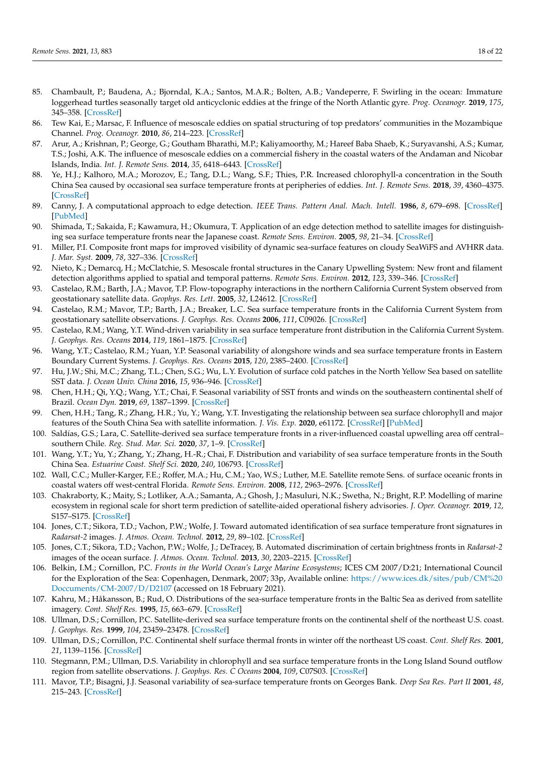85. Chambault, P.; Baudena, A.; Bjorndal, K.A.; Santos, M.A.R.; Bolten, A.B.; Vandeperre, F. Swirling in the ocean: Immature loggerhead turtles seasonally target old anticyclonic eddies at the fringe of the North Atlantic gyre. *Prog. Oceanogr.* **2019**, *175*, 345–358. [CrossRef]
86. Tew Kai, E.; Marsac, F. Influence of mesoscale eddies on spatial structuring of top predators' communities in the Mozambique Channel. *Prog. Oceanogr.* **2010**, *86*, 214–223. [CrossRef]
87. Arur, A.; Krishnan, P.; George, G.; Goutham Bharathi, M.P.; Kaliyamoorthy, M.; Hareef Baba Shaeb, K.; Suryavanshi, A.S.; Kumar, T.S.; Joshi, A.K. The influence of mesoscale eddies on a commercial fishery in the coastal waters of the Andaman and Nicobar Islands, India. *Int. J. Remote Sens.* **2014**, *35*, 6418–6443. [CrossRef]
88. Ye, H.J.; Kalhoro, M.A.; Morozov, E.; Tang, D.L.; Wang, S.F.; Thies, P.R. Increased chlorophyll-a concentration in the South China Sea caused by occasional sea surface temperature fronts at peripheries of eddies. *Int. J. Remote Sens.* **2018**, *39*, 4360–4375. [CrossRef]
89. Canny, J. A computational approach to edge detection. *IEEE Trans. Pattern Anal. Mach. Intell.* **1986**, *8*, 679–698. [CrossRef] [PubMed]
90. Shimada, T.; Sakaida, F.; Kawamura, H.; Okumura, T. Application of an edge detection method to satellite images for distinguishing sea surface temperature fronts near the Japanese coast. *Remote Sens. Environ.* **2005**, *98*, 21–34. [CrossRef]
91. Miller, P.I. Composite front maps for improved visibility of dynamic sea-surface features on cloudy SeaWiFS and AVHRR data. *J. Mar. Syst.* **2009**, *78*, 327–336. [CrossRef]
92. Nieto, K.; Demarcq, H.; McClatchie, S. Mesoscale frontal structures in the Canary Upwelling System: New front and filament detection algorithms applied to spatial and temporal patterns. *Remote Sens. Environ.* **2012**, *123*, 339–346. [CrossRef]
93. Castelao, R.M.; Barth, J.A.; Mavor, T.P. Flow-topography interactions in the northern California Current System observed from geostationary satellite data. *Geophys. Res. Lett.* **2005**, *32*, L24612. [CrossRef]
94. Castelao, R.M.; Mavor, T.P.; Barth, J.A.; Breaker, L.C. Sea surface temperature fronts in the California Current System from geostationary satellite observations. *J. Geophys. Res. Oceans* **2006**, *111*, C09026. [CrossRef]
95. Castelao, R.M.; Wang, Y.T. Wind-driven variability in sea surface temperature front distribution in the California Current System. *J. Geophys. Res. Oceans* **2014**, *119*, 1861–1875. [CrossRef]
96. Wang, Y.T.; Castelao, R.M.; Yuan, Y.P. Seasonal variability of alongshore winds and sea surface temperature fronts in Eastern Boundary Current Systems. *J. Geophys. Res. Oceans* **2015**, *120*, 2385–2400. [CrossRef]
97. Hu, J.W.; Shi, M.C.; Zhang, T.L.; Chen, S.G.; Wu, L.Y. Evolution of surface cold patches in the North Yellow Sea based on satellite SST data. *J. Ocean Univ. China* **2016**, *15*, 936–946. [CrossRef]
98. Chen, H.H.; Qi, Y.Q.; Wang, Y.T.; Chai, F. Seasonal variability of SST fronts and winds on the southeastern continental shelf of Brazil. *Ocean Dyn.* **2019**, *69*, 1387–1399. [CrossRef]
99. Chen, H.H.; Tang, R.; Zhang, H.R.; Yu, Y.; Wang, Y.T. Investigating the relationship between sea surface chlorophyll and major features of the South China Sea with satellite information. *J. Vis. Exp.* **2020**, e61172. [CrossRef] [PubMed]
100. Saldías, G.S.; Lara, C. Satellite-derived sea surface temperature fronts in a river-influenced coastal upwelling area off central–southern Chile. *Reg. Stud. Mar. Sci.* **2020**, *37*, 1–9. [CrossRef]
101. Wang, Y.T.; Yu, Y.; Zhang, Y.; Zhang, H.-R.; Chai, F. Distribution and variability of sea surface temperature fronts in the South China Sea. *Estuarine Coast. Shelf Sci.* **2020**, *240*, 106793. [CrossRef]
102. Wall, C.C.; Muller-Karger, F.E.; Roffer, M.A.; Hu, C.M.; Yao, W.S.; Luther, M.E. Satellite remote Sens. of surface oceanic fronts in coastal waters off west-central Florida. *Remote Sens. Environ.* **2008**, *112*, 2963–2976. [CrossRef]
103. Chakraborty, K.; Maity, S.; Lotliker, A.A.; Samanta, A.; Ghosh, J.; Masuluri, N.K.; Swetha, N.; Bright, R.P. Modelling of marine ecosystem in regional scale for short term prediction of satellite-aided operational fishery advisories. *J. Oper. Oceanogr.* **2019**, *12*, S157–S175. [CrossRef]
104. Jones, C.T.; Sikora, T.D.; Vachon, P.W.; Wolfe, J. Toward automated identification of sea surface temperature front signatures in *Radarsat-2* images. *J. Atmos. Ocean. Technol.* **2012**, *29*, 89–102. [CrossRef]
105. Jones, C.T.; Sikora, T.D.; Vachon, P.W.; Wolfe, J.; DeTracey, B. Automated discrimination of certain brightness fronts in *Radarsat-2* images of the ocean surface. *J. Atmos. Ocean. Technol.* **2013**, *30*, 2203–2215. [CrossRef]
106. Belkin, I.M.; Cornillon, P.C. *Fronts in the World Ocean's Large Marine Ecosystems*; ICES CM 2007/D:21; International Council for the Exploration of the Sea: Copenhagen, Denmark, 2007; 33p, Available online: https://www.ices.dk/sites/pub/CM%20Doccuments/CM-2007/D/D2107 (accessed on 18 February 2021).
107. Kahru, M.; Håkansson, B.; Rud, O. Distributions of the sea-surface temperature fronts in the Baltic Sea as derived from satellite imagery. *Cont. Shelf Res.* **1995**, *15*, 663–679. [CrossRef]
108. Ullman, D.S.; Cornillon, P.C. Satellite-derived sea surface temperature fronts on the continental shelf of the northeast U.S. coast. *J. Geophys. Res.* **1999**, *104*, 23459–23478. [CrossRef]
109. Ullman, D.S.; Cornillon, P.C. Continental shelf surface thermal fronts in winter off the northeast US coast. *Cont. Shelf Res.* **2001**, *21*, 1139–1156. [CrossRef]
110. Stegmann, P.M.; Ullman, D.S. Variability in chlorophyll and sea surface temperature fronts in the Long Island Sound outflow region from satellite observations. *J. Geophys. Res. C Oceans* **2004**, *109*, C07S03. [CrossRef]
111. Mavor, T.P.; Bisagni, J.J. Seasonal variability of sea-surface temperature fronts on Georges Bank. *Deep Sea Res. Part II* **2001**, *48*, 215–243. [CrossRef]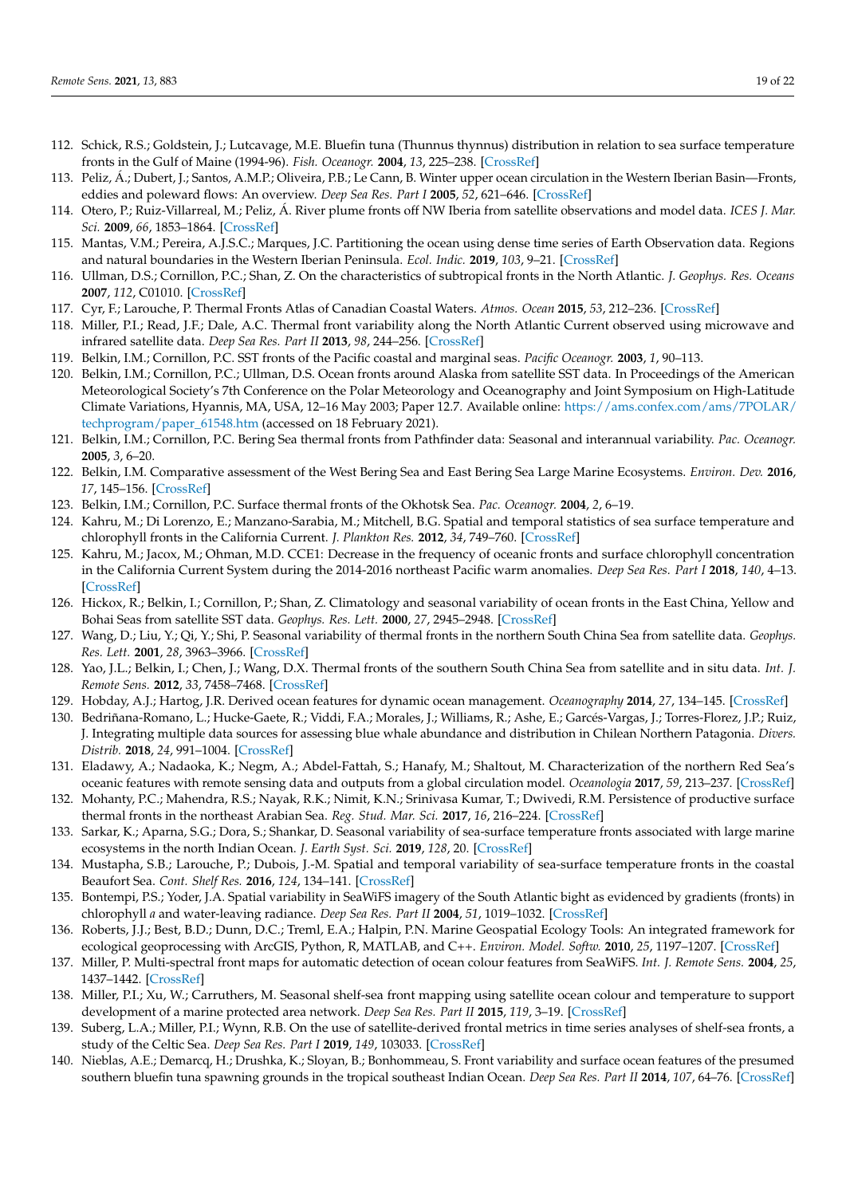112. Schick, R.S.; Goldstein, J.; Lutcavage, M.E. Bluefin tuna (Thunnus thynnus) distribution in relation to sea surface temperature fronts in the Gulf of Maine (1994-96). *Fish. Oceanogr.* **2004**, *13*, 225–238. [CrossRef]
113. Peliz, Á.; Dubert, J.; Santos, A.M.P.; Oliveira, P.B.; Le Cann, B. Winter upper ocean circulation in the Western Iberian Basin—Fronts, eddies and poleward flows: An overview. *Deep Sea Res. Part I* **2005**, *52*, 621–646. [CrossRef]
114. Otero, P.; Ruiz-Villarreal, M.; Peliz, Á. River plume fronts off NW Iberia from satellite observations and model data. *ICES J. Mar. Sci.* **2009**, *66*, 1853–1864. [CrossRef]
115. Mantas, V.M.; Pereira, A.J.S.C.; Marques, J.C. Partitioning the ocean using dense time series of Earth Observation data. Regions and natural boundaries in the Western Iberian Peninsula. *Ecol. Indic.* **2019**, *103*, 9–21. [CrossRef]
116. Ullman, D.S.; Cornillon, P.C.; Shan, Z. On the characteristics of subtropical fronts in the North Atlantic. *J. Geophys. Res. Oceans* **2007**, *112*, C01010. [CrossRef]
117. Cyr, F.; Larouche, P. Thermal Fronts Atlas of Canadian Coastal Waters. *Atmos. Ocean* **2015**, *53*, 212–236. [CrossRef]
118. Miller, P.I.; Read, J.F.; Dale, A.C. Thermal front variability along the North Atlantic Current observed using microwave and infrared satellite data. *Deep Sea Res. Part II* **2013**, *98*, 244–256. [CrossRef]
119. Belkin, I.M.; Cornillon, P.C. SST fronts of the Pacific coastal and marginal seas. *Pacific Oceanogr.* **2003**, *1*, 90–113.
120. Belkin, I.M.; Cornillon, P.C.; Ullman, D.S. Ocean fronts around Alaska from satellite SST data. In Proceedings of the American Meteorological Society's 7th Conference on the Polar Meteorology and Oceanography and Joint Symposium on High-Latitude Climate Variations, Hyannis, MA, USA, 12–16 May 2003; Paper 12.7. Available online: https://ams.confex.com/ams/7POLAR/techprogram/paper_61548.htm (accessed on 18 February 2021).
121. Belkin, I.M.; Cornillon, P.C. Bering Sea thermal fronts from Pathfinder data: Seasonal and interannual variability. *Pac. Oceanogr.* **2005**, *3*, 6–20.
122. Belkin, I.M. Comparative assessment of the West Bering Sea and East Bering Sea Large Marine Ecosystems. *Environ. Dev.* **2016**, *17*, 145–156. [CrossRef]
123. Belkin, I.M.; Cornillon, P.C. Surface thermal fronts of the Okhotsk Sea. *Pac. Oceanogr.* **2004**, *2*, 6–19.
124. Kahru, M.; Di Lorenzo, E.; Manzano-Sarabia, M.; Mitchell, B.G. Spatial and temporal statistics of sea surface temperature and chlorophyll fronts in the California Current. *J. Plankton Res.* **2012**, *34*, 749–760. [CrossRef]
125. Kahru, M.; Jacox, M.; Ohman, M.D. CCE1: Decrease in the frequency of oceanic fronts and surface chlorophyll concentration in the California Current System during the 2014-2016 northeast Pacific warm anomalies. *Deep Sea Res. Part I* **2018**, *140*, 4–13. [CrossRef]
126. Hickox, R.; Belkin, I.; Cornillon, P.; Shan, Z. Climatology and seasonal variability of ocean fronts in the East China, Yellow and Bohai Seas from satellite SST data. *Geophys. Res. Lett.* **2000**, *27*, 2945–2948. [CrossRef]
127. Wang, D.; Liu, Y.; Qi, Y.; Shi, P. Seasonal variability of thermal fronts in the northern South China Sea from satellite data. *Geophys. Res. Lett.* **2001**, *28*, 3963–3966. [CrossRef]
128. Yao, J.L.; Belkin, I.; Chen, J.; Wang, D.X. Thermal fronts of the southern South China Sea from satellite and in situ data. *Int. J. Remote Sens.* **2012**, *33*, 7458–7468. [CrossRef]
129. Hobday, A.J.; Hartog, J.R. Derived ocean features for dynamic ocean management. *Oceanography* **2014**, *27*, 134–145. [CrossRef]
130. Bedriñana-Romano, L.; Hucke-Gaete, R.; Viddi, F.A.; Morales, J.; Williams, R.; Ashe, E.; Garcés-Vargas, J.; Torres-Florez, J.P.; Ruiz, J. Integrating multiple data sources for assessing blue whale abundance and distribution in Chilean Northern Patagonia. *Divers. Distrib.* **2018**, *24*, 991–1004. [CrossRef]
131. Eladawy, A.; Nadaoka, K.; Negm, A.; Abdel-Fattah, S.; Hanafy, M.; Shaltout, M. Characterization of the northern Red Sea's oceanic features with remote sensing data and outputs from a global circulation model. *Oceanologia* **2017**, *59*, 213–237. [CrossRef]
132. Mohanty, P.C.; Mahendra, R.S.; Nayak, R.K.; Nimit, K.N.; Srinivasa Kumar, T.; Dwivedi, R.M. Persistence of productive surface thermal fronts in the northeast Arabian Sea. *Reg. Stud. Mar. Sci.* **2017**, *16*, 216–224. [CrossRef]
133. Sarkar, K.; Aparna, S.G.; Dora, S.; Shankar, D. Seasonal variability of sea-surface temperature fronts associated with large marine ecosystems in the north Indian Ocean. *J. Earth Syst. Sci.* **2019**, *128*, 20. [CrossRef]
134. Mustapha, S.B.; Larouche, P.; Dubois, J.-M. Spatial and temporal variability of sea-surface temperature fronts in the coastal Beaufort Sea. *Cont. Shelf Res.* **2016**, *124*, 134–141. [CrossRef]
135. Bontempi, P.S.; Yoder, J.A. Spatial variability in SeaWiFS imagery of the South Atlantic bight as evidenced by gradients (fronts) in chlorophyll *a* and water-leaving radiance. *Deep Sea Res. Part II* **2004**, *51*, 1019–1032. [CrossRef]
136. Roberts, J.J.; Best, B.D.; Dunn, D.C.; Treml, E.A.; Halpin, P.N. Marine Geospatial Ecology Tools: An integrated framework for ecological geoprocessing with ArcGIS, Python, R, MATLAB, and C++. *Environ. Model. Softw.* **2010**, *25*, 1197–1207. [CrossRef]
137. Miller, P. Multi-spectral front maps for automatic detection of ocean colour features from SeaWiFS. *Int. J. Remote Sens.* **2004**, *25*, 1437–1442. [CrossRef]
138. Miller, P.I.; Xu, W.; Carruthers, M. Seasonal shelf-sea front mapping using satellite ocean colour and temperature to support development of a marine protected area network. *Deep Sea Res. Part II* **2015**, *119*, 3–19. [CrossRef]
139. Suberg, L.A.; Miller, P.I.; Wynn, R.B. On the use of satellite-derived frontal metrics in time series analyses of shelf-sea fronts, a study of the Celtic Sea. *Deep Sea Res. Part I* **2019**, *149*, 103033. [CrossRef]
140. Nieblas, A.E.; Demarcq, H.; Drushka, K.; Sloyan, B.; Bonhommeau, S. Front variability and surface ocean features of the presumed southern bluefin tuna spawning grounds in the tropical southeast Indian Ocean. *Deep Sea Res. Part II* **2014**, *107*, 64–76. [CrossRef]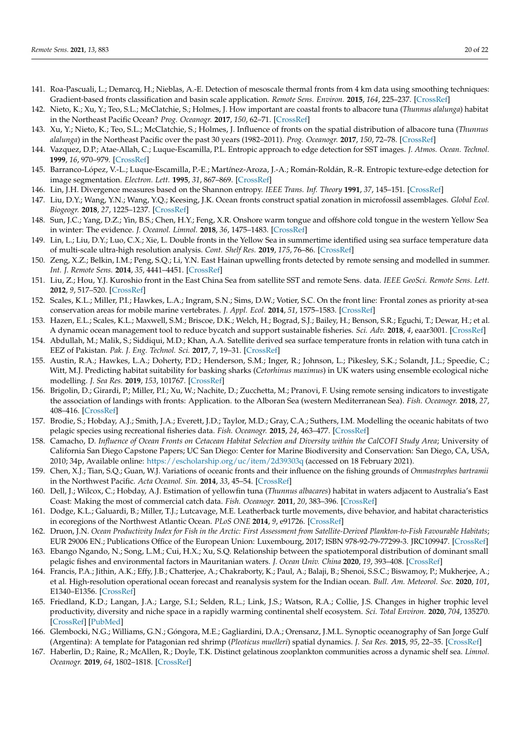141. Roa-Pascuali, L.; Demarcq, H.; Nieblas, A.-E. Detection of mesoscale thermal fronts from 4 km data using smoothing techniques: Gradient-based fronts classification and basin scale application. *Remote Sens. Environ.* **2015**, *164*, 225–237. [CrossRef]
142. Nieto, K.; Xu, Y.; Teo, S.L.; McClatchie, S.; Holmes, J. How important are coastal fronts to albacore tuna (*Thunnus alalunga*) habitat in the Northeast Pacific Ocean? *Prog. Oceanogr.* **2017**, *150*, 62–71. [CrossRef]
143. Xu, Y.; Nieto, K.; Teo, S.L.; McClatchie, S.; Holmes, J. Influence of fronts on the spatial distribution of albacore tuna (*Thunnus alalunga*) in the Northeast Pacific over the past 30 years (1982–2011). *Prog. Oceanogr.* **2017**, *150*, 72–78. [CrossRef]
144. Vazquez, D.P.; Atae-Allah, C.; Luque-Escamilla, P.L. Entropic approach to edge detection for SST images. *J. Atmos. Ocean. Technol.* **1999**, *16*, 970–979. [CrossRef]
145. Barranco-López, V.-L.; Luque-Escamilla, P.-E.; Martínez-Aroza, J.-A.; Román-Roldán, R.-R. Entropic texture-edge detection for image segmentation. *Electron. Lett.* **1995**, *31*, 867–869. [CrossRef]
146. Lin, J.H. Divergence measures based on the Shannon entropy. *IEEE Trans. Inf. Theory* **1991**, *37*, 145–151. [CrossRef]
147. Liu, D.Y.; Wang, Y.N.; Wang, Y.Q.; Keesing, J.K. Ocean fronts construct spatial zonation in microfossil assemblages. *Global Ecol. Biogeogr.* **2018**, *27*, 1225–1237. [CrossRef]
148. Sun, J.C.; Yang, D.Z.; Yin, B.S.; Chen, H.Y.; Feng, X.R. Onshore warm tongue and offshore cold tongue in the western Yellow Sea in winter: The evidence. *J. Oceanol. Limnol.* **2018**, *36*, 1475–1483. [CrossRef]
149. Lin, L.; Liu, D.Y.; Luo, C.X.; Xie, L. Double fronts in the Yellow Sea in summertime identified using sea surface temperature data of multi-scale ultra-high resolution analysis. *Cont. Shelf Res.* **2019**, *175*, 76–86. [CrossRef]
150. Zeng, X.Z.; Belkin, I.M.; Peng, S.Q.; Li, Y.N. East Hainan upwelling fronts detected by remote sensing and modelled in summer. *Int. J. Remote Sens.* **2014**, *35*, 4441–4451. [CrossRef]
151. Liu, Z.; Hou, Y.J. Kuroshio front in the East China Sea from satellite SST and remote Sens. data. *IEEE GeoSci. Remote Sens. Lett.* **2012**, *9*, 517–520. [CrossRef]
152. Scales, K.L.; Miller, P.I.; Hawkes, L.A.; Ingram, S.N.; Sims, D.W.; Votier, S.C. On the front line: Frontal zones as priority at-sea conservation areas for mobile marine vertebrates. *J. Appl. Ecol.* **2014**, *51*, 1575–1583. [CrossRef]
153. Hazen, E.L.; Scales, K.L.; Maxwell, S.M.; Briscoe, D.K.; Welch, H.; Bograd, S.J.; Bailey, H.; Benson, S.R.; Eguchi, T.; Dewar, H.; et al. A dynamic ocean management tool to reduce bycatch and support sustainable fisheries. *Sci. Adv.* **2018**, *4*, eaar3001. [CrossRef]
154. Abdullah, M.; Malik, S.; Siddiqui, M.D.; Khan, A.A. Satellite derived sea surface temperature fronts in relation with tuna catch in EEZ of Pakistan. *Pak. J. Eng. Technol. Sci.* **2017**, *7*, 19–31. [CrossRef]
155. Austin, R.A.; Hawkes, L.A.; Doherty, P.D.; Henderson, S.M.; Inger, R.; Johnson, L.; Pikesley, S.K.; Solandt, J.L.; Speedie, C.; Witt, M.J. Predicting habitat suitability for basking sharks (*Cetorhinus maximus*) in UK waters using ensemble ecological niche modelling. *J. Sea Res.* **2019**, *153*, 101767. [CrossRef]
156. Brigolin, D.; Girardi, P.; Miller, P.I.; Xu, W.; Nachite, D.; Zucchetta, M.; Pranovi, F. Using remote sensing indicators to investigate the association of landings with fronts: Application. to the Alboran Sea (western Mediterranean Sea). *Fish. Oceanogr.* **2018**, *27*, 408–416. [CrossRef]
157. Brodie, S.; Hobday, A.J.; Smith, J.A.; Everett, J.D.; Taylor, M.D.; Gray, C.A.; Suthers, I.M. Modelling the oceanic habitats of two pelagic species using recreational fisheries data. *Fish. Oceanogr.* **2015**, *24*, 463–477. [CrossRef]
158. Camacho, D. *Influence of Ocean Fronts on Cetacean Habitat Selection and Diversity within the CalCOFI Study Area*; University of California San Diego Capstone Papers; UC San Diego: Center for Marine Biodiversity and Conservation: San Diego, CA, USA, 2010; 34p, Available online: https://escholarship.org/uc/item/2d39303q (accessed on 18 February 2021).
159. Chen, X.J.; Tian, S.Q.; Guan, W.J. Variations of oceanic fronts and their influence on the fishing grounds of *Ommastrephes bartramii* in the Northwest Pacific. *Acta Oceanol. Sin.* **2014**, *33*, 45–54. [CrossRef]
160. Dell, J.; Wilcox, C.; Hobday, A.J. Estimation of yellowfin tuna (*Thunnus albacares*) habitat in waters adjacent to Australia's East Coast: Making the most of commercial catch data. *Fish. Oceanogr.* **2011**, *20*, 383–396. [CrossRef]
161. Dodge, K.L.; Galuardi, B.; Miller, T.J.; Lutcavage, M.E. Leatherback turtle movements, dive behavior, and habitat characteristics in ecoregions of the Northwest Atlantic Ocean. *PLoS ONE* **2014**, *9*, e91726. [CrossRef]
162. Druon, J.N. *Ocean Productivity Index for Fish in the Arctic: First Assessment from Satellite-Derived Plankton-to-Fish Favourable Habitats*; EUR 29006 EN.; Publications Office of the European Union: Luxembourg, 2017; ISBN 978-92-79-77299-3. JRC109947. [CrossRef]
163. Ebango Ngando, N.; Song, L.M.; Cui, H.X.; Xu, S.Q. Relationship between the spatiotemporal distribution of dominant small pelagic fishes and environmental factors in Mauritanian waters. *J. Ocean Univ. China* **2020**, *19*, 393–408. [CrossRef]
164. Francis, P.A.; Jithin, A.K.; Effy, J.B.; Chatterjee, A.; Chakraborty, K.; Paul, A.; Balaji, B.; Shenoi, S.S.C.; Biswamoy, P.; Mukherjee, A.; et al. High-resolution operational ocean forecast and reanalysis system for the Indian ocean. *Bull. Am. Meteorol. Soc.* **2020**, *101*, E1340–E1356. [CrossRef]
165. Friedland, K.D.; Langan, J.A.; Large, S.I.; Selden, R.L.; Link, J.S.; Watson, R.A.; Collie, J.S. Changes in higher trophic level productivity, diversity and niche space in a rapidly warming continental shelf ecosystem. *Sci. Total Environ.* **2020**, *704*, 135270. [CrossRef] [PubMed]
166. Glembocki, N.G.; Williams, G.N.; Góngora, M.E.; Gagliardini, D.A.; Orensanz, J.M.L. Synoptic oceanography of San Jorge Gulf (Argentina): A template for Patagonian red shrimp (*Pleoticus muelleri*) spatial dynamics. *J. Sea Res.* **2015**, *95*, 22–35. [CrossRef]
167. Haberlin, D.; Raine, R.; McAllen, R.; Doyle, T.K. Distinct gelatinous zooplankton communities across a dynamic shelf sea. *Limnol. Oceanogr.* **2019**, *64*, 1802–1818. [CrossRef]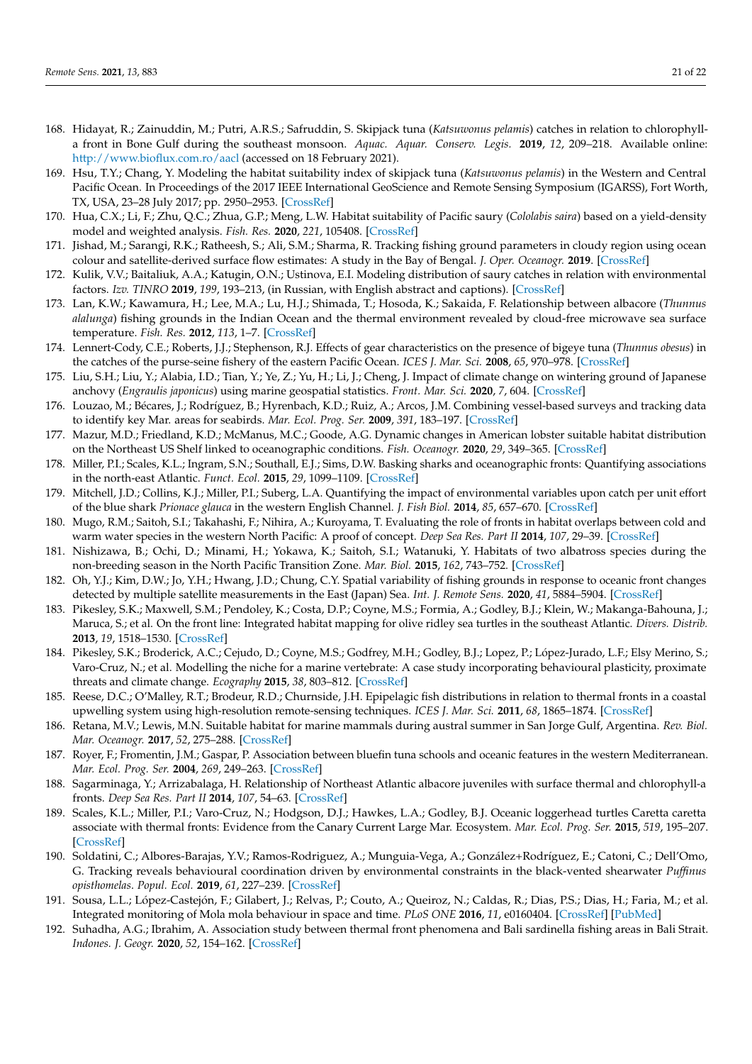168. Hidayat, R.; Zainuddin, M.; Putri, A.R.S.; Safruddin, S. Skipjack tuna (*Katsuwonus pelamis*) catches in relation to chlorophyll-a front in Bone Gulf during the southeast monsoon. *Aquac. Aquar. Conserv. Legis.* **2019**, *12*, 209–218. Available online: http://www.bioflux.com.ro/aacl (accessed on 18 February 2021).
169. Hsu, T.Y.; Chang, Y. Modeling the habitat suitability index of skipjack tuna (*Katsuwonus pelamis*) in the Western and Central Pacific Ocean. In Proceedings of the 2017 IEEE International GeoScience and Remote Sensing Symposium (IGARSS), Fort Worth, TX, USA, 23–28 July 2017; pp. 2950–2953. [CrossRef]
170. Hua, C.X.; Li, F.; Zhu, Q.C.; Zhua, G.P.; Meng, L.W. Habitat suitability of Pacific saury (*Cololabis saira*) based on a yield-density model and weighted analysis. *Fish. Res.* **2020**, *221*, 105408. [CrossRef]
171. Jishad, M.; Sarangi, R.K.; Ratheesh, S.; Ali, S.M.; Sharma, R. Tracking fishing ground parameters in cloudy region using ocean colour and satellite-derived surface flow estimates: A study in the Bay of Bengal. *J. Oper. Oceanogr.* **2019**. [CrossRef]
172. Kulik, V.V.; Baitaliuk, A.A.; Katugin, O.N.; Ustinova, E.I. Modeling distribution of saury catches in relation with environmental factors. *Izv. TINRO* **2019**, *199*, 193–213, (in Russian, with English abstract and captions). [CrossRef]
173. Lan, K.W.; Kawamura, H.; Lee, M.A.; Lu, H.J.; Shimada, T.; Hosoda, K.; Sakaida, F. Relationship between albacore (*Thunnus alalunga*) fishing grounds in the Indian Ocean and the thermal environment revealed by cloud-free microwave sea surface temperature. *Fish. Res.* **2012**, *113*, 1–7. [CrossRef]
174. Lennert-Cody, C.E.; Roberts, J.J.; Stephenson, R.J. Effects of gear characteristics on the presence of bigeye tuna (*Thunnus obesus*) in the catches of the purse-seine fishery of the eastern Pacific Ocean. *ICES J. Mar. Sci.* **2008**, *65*, 970–978. [CrossRef]
175. Liu, S.H.; Liu, Y.; Alabia, I.D.; Tian, Y.; Ye, Z.; Yu, H.; Li, J.; Cheng, J. Impact of climate change on wintering ground of Japanese anchovy (*Engraulis japonicus*) using marine geospatial statistics. *Front. Mar. Sci.* **2020**, *7*, 604. [CrossRef]
176. Louzao, M.; Bécares, J.; Rodríguez, B.; Hyrenbach, K.D.; Ruiz, A.; Arcos, J.M. Combining vessel-based surveys and tracking data to identify key Mar. areas for seabirds. *Mar. Ecol. Prog. Ser.* **2009**, *391*, 183–197. [CrossRef]
177. Mazur, M.D.; Friedland, K.D.; McManus, M.C.; Goode, A.G. Dynamic changes in American lobster suitable habitat distribution on the Northeast US Shelf linked to oceanographic conditions. *Fish. Oceanogr.* **2020**, *29*, 349–365. [CrossRef]
178. Miller, P.I.; Scales, K.L.; Ingram, S.N.; Southall, E.J.; Sims, D.W. Basking sharks and oceanographic fronts: Quantifying associations in the north-east Atlantic. *Funct. Ecol.* **2015**, *29*, 1099–1109. [CrossRef]
179. Mitchell, J.D.; Collins, K.J.; Miller, P.I.; Suberg, L.A. Quantifying the impact of environmental variables upon catch per unit effort of the blue shark *Prionace glauca* in the western English Channel. *J. Fish Biol.* **2014**, *85*, 657–670. [CrossRef]
180. Mugo, R.M.; Saitoh, S.I.; Takahashi, F.; Nihira, A.; Kuroyama, T. Evaluating the role of fronts in habitat overlaps between cold and warm water species in the western North Pacific: A proof of concept. *Deep Sea Res. Part II* **2014**, *107*, 29–39. [CrossRef]
181. Nishizawa, B.; Ochi, D.; Minami, H.; Yokawa, K.; Saitoh, S.I.; Watanuki, Y. Habitats of two albatross species during the non-breeding season in the North Pacific Transition Zone. *Mar. Biol.* **2015**, *162*, 743–752. [CrossRef]
182. Oh, Y.J.; Kim, D.W.; Jo, Y.H.; Hwang, J.D.; Chung, C.Y. Spatial variability of fishing grounds in response to oceanic front changes detected by multiple satellite measurements in the East (Japan) Sea. *Int. J. Remote Sens.* **2020**, *41*, 5884–5904. [CrossRef]
183. Pikesley, S.K.; Maxwell, S.M.; Pendoley, K.; Costa, D.P.; Coyne, M.S.; Formia, A.; Godley, B.J.; Klein, W.; Makanga-Bahouna, J.; Maruca, S.; et al. On the front line: Integrated habitat mapping for olive ridley sea turtles in the southeast Atlantic. *Divers. Distrib.* **2013**, *19*, 1518–1530. [CrossRef]
184. Pikesley, S.K.; Broderick, A.C.; Cejudo, D.; Coyne, M.S.; Godfrey, M.H.; Godley, B.J.; Lopez, P.; López-Jurado, L.F.; Elsy Merino, S.; Varo-Cruz, N.; et al. Modelling the niche for a marine vertebrate: A case study incorporating behavioural plasticity, proximate threats and climate change. *Ecography* **2015**, *38*, 803–812. [CrossRef]
185. Reese, D.C.; O'Malley, R.T.; Brodeur, R.D.; Churnside, J.H. Epipelagic fish distributions in relation to thermal fronts in a coastal upwelling system using high-resolution remote-sensing techniques. *ICES J. Mar. Sci.* **2011**, *68*, 1865–1874. [CrossRef]
186. Retana, M.V.; Lewis, M.N. Suitable habitat for marine mammals during austral summer in San Jorge Gulf, Argentina. *Rev. Biol. Mar. Oceanogr.* **2017**, *52*, 275–288. [CrossRef]
187. Royer, F.; Fromentin, J.M.; Gaspar, P. Association between bluefin tuna schools and oceanic features in the western Mediterranean. *Mar. Ecol. Prog. Ser.* **2004**, *269*, 249–263. [CrossRef]
188. Sagarminaga, Y.; Arrizabalaga, H. Relationship of Northeast Atlantic albacore juveniles with surface thermal and chlorophyll-a fronts. *Deep Sea Res. Part II* **2014**, *107*, 54–63. [CrossRef]
189. Scales, K.L.; Miller, P.I.; Varo-Cruz, N.; Hodgson, D.J.; Hawkes, L.A.; Godley, B.J. Oceanic loggerhead turtles Caretta caretta associate with thermal fronts: Evidence from the Canary Current Large Mar. Ecosystem. *Mar. Ecol. Prog. Ser.* **2015**, *519*, 195–207. [CrossRef]
190. Soldatini, C.; Albores-Barajas, Y.V.; Ramos-Rodriguez, A.; Munguia-Vega, A.; González+Rodríguez, E.; Catoni, C.; Dell'Omo, G. Tracking reveals behavioural coordination driven by environmental constraints in the black-vented shearwater *Puffinus opisthomelas*. *Popul. Ecol.* **2019**, *61*, 227–239. [CrossRef]
191. Sousa, L.L.; López-Castejón, F.; Gilabert, J.; Relvas, P.; Couto, A.; Queiroz, N.; Caldas, R.; Dias, P.S.; Dias, H.; Faria, M.; et al. Integrated monitoring of Mola mola behaviour in space and time. *PLoS ONE* **2016**, *11*, e0160404. [CrossRef] [PubMed]
192. Suhadha, A.G.; Ibrahim, A. Association study between thermal front phenomena and Bali sardinella fishing areas in Bali Strait. *Indones. J. Geogr.* **2020**, *52*, 154–162. [CrossRef]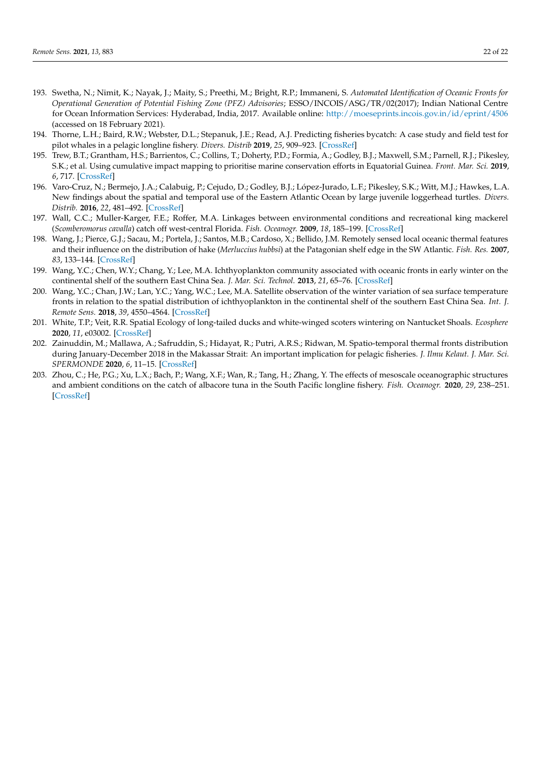193. Swetha, N.; Nimit, K.; Nayak, J.; Maity, S.; Preethi, M.; Bright, R.P.; Immaneni, S. *Automated Identification of Oceanic Fronts for Operational Generation of Potential Fishing Zone (PFZ) Advisories*; ESSO/INCOIS/ASG/TR/02(2017); Indian National Centre for Ocean Information Services: Hyderabad, India, 2017. Available online: http://moeseprints.incois.gov.in/id/eprint/4506 (accessed on 18 February 2021).
194. Thorne, L.H.; Baird, R.W.; Webster, D.L.; Stepanuk, J.E.; Read, A.J. Predicting fisheries bycatch: A case study and field test for pilot whales in a pelagic longline fishery. *Divers. Distrib* **2019**, *25*, 909–923. [CrossRef]
195. Trew, B.T.; Grantham, H.S.; Barrientos, C.; Collins, T.; Doherty, P.D.; Formia, A.; Godley, B.J.; Maxwell, S.M.; Parnell, R.J.; Pikesley, S.K.; et al. Using cumulative impact mapping to prioritise marine conservation efforts in Equatorial Guinea. *Front. Mar. Sci.* **2019**, *6*, 717. [CrossRef]
196. Varo-Cruz, N.; Bermejo, J.A.; Calabuig, P.; Cejudo, D.; Godley, B.J.; López-Jurado, L.F.; Pikesley, S.K.; Witt, M.J.; Hawkes, L.A. New findings about the spatial and temporal use of the Eastern Atlantic Ocean by large juvenile loggerhead turtles. *Divers. Distrib.* **2016**, *22*, 481–492. [CrossRef]
197. Wall, C.C.; Muller-Karger, F.E.; Roffer, M.A. Linkages between environmental conditions and recreational king mackerel (*Scomberomorus cavalla*) catch off west-central Florida. *Fish. Oceanogr.* **2009**, *18*, 185–199. [CrossRef]
198. Wang, J.; Pierce, G.J.; Sacau, M.; Portela, J.; Santos, M.B.; Cardoso, X.; Bellido, J.M. Remotely sensed local oceanic thermal features and their influence on the distribution of hake (*Merluccius hubbsi*) at the Patagonian shelf edge in the SW Atlantic. *Fish. Res.* **2007**, *83*, 133–144. [CrossRef]
199. Wang, Y.C.; Chen, W.Y.; Chang, Y.; Lee, M.A. Ichthyoplankton community associated with oceanic fronts in early winter on the continental shelf of the southern East China Sea. *J. Mar. Sci. Technol.* **2013**, *21*, 65–76. [CrossRef]
200. Wang, Y.C.; Chan, J.W.; Lan, Y.C.; Yang, W.C.; Lee, M.A. Satellite observation of the winter variation of sea surface temperature fronts in relation to the spatial distribution of ichthyoplankton in the continental shelf of the southern East China Sea. *Int. J. Remote Sens.* **2018**, *39*, 4550–4564. [CrossRef]
201. White, T.P.; Veit, R.R. Spatial Ecology of long-tailed ducks and white-winged scoters wintering on Nantucket Shoals. *Ecosphere* **2020**, *11*, e03002. [CrossRef]
202. Zainuddin, M.; Mallawa, A.; Safruddin, S.; Hidayat, R.; Putri, A.R.S.; Ridwan, M. Spatio-temporal thermal fronts distribution during January-December 2018 in the Makassar Strait: An important implication for pelagic fisheries. *J. Ilmu Kelaut. J. Mar. Sci. SPERMONDE* **2020**, *6*, 11–15. [CrossRef]
203. Zhou, C.; He, P.G.; Xu, L.X.; Bach, P.; Wang, X.F.; Wan, R.; Tang, H.; Zhang, Y. The effects of mesoscale oceanographic structures and ambient conditions on the catch of albacore tuna in the South Pacific longline fishery. *Fish. Oceanogr.* **2020**, *29*, 238–251. [CrossRef]